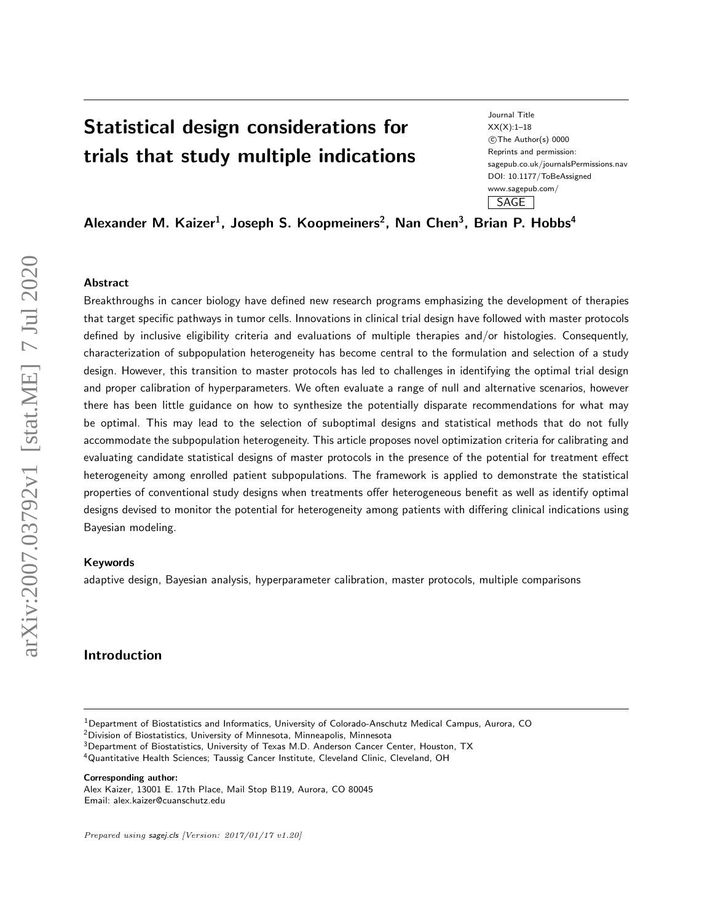# Statistical design considerations for trials that study multiple indications

Alexander M. Kaizer[1], Joseph S. Koopmeiners[2], Nan Chen[3], Brian P. Hobbs[4]

### Abstract

Breakthroughs in cancer biology have defined new research programs emphasizing the development of therapies that target specific pathways in tumor cells. Innovations in clinical trial design have followed with master protocols defined by inclusive eligibility criteria and evaluations of multiple therapies and/or histologies. Consequently, characterization of subpopulation heterogeneity has become central to the formulation and selection of a study design. However, this transition to master protocols has led to challenges in identifying the optimal trial design and proper calibration of hyperparameters. We often evaluate a range of null and alternative scenarios, however there has been little guidance on how to synthesize the potentially disparate recommendations for what may be optimal. This may lead to the selection of suboptimal designs and statistical methods that do not fully accommodate the subpopulation heterogeneity. This article proposes novel optimization criteria for calibrating and evaluating candidate statistical designs of master protocols in the presence of the potential for treatment effect heterogeneity among enrolled patient subpopulations. The framework is applied to demonstrate the statistical properties of conventional study designs when treatments offer heterogeneous benefit as well as identify optimal designs devised to monitor the potential for heterogeneity among patients with differing clinical indications using Bayesian modeling.

### Keywords

adaptive design, Bayesian analysis, hyperparameter calibration, master protocols, multiple comparisons

## Introduction

[1]Department of Biostatistics and Informatics, University of Colorado-Anschutz Medical Campus, Aurora, CO
[2]Division of Biostatistics, University of Minnesota, Minneapolis, Minnesota
[3]Department of Biostatistics, University of Texas M.D. Anderson Cancer Center, Houston, TX
[4]Quantitative Health Sciences; Taussig Cancer Institute, Cleveland Clinic, Cleveland, OH

**Corresponding author:**
Alex Kaizer, 13001 E. 17th Place, Mail Stop B119, Aurora, CO 80045
Email: alex.kaizer@cuanschutz.edu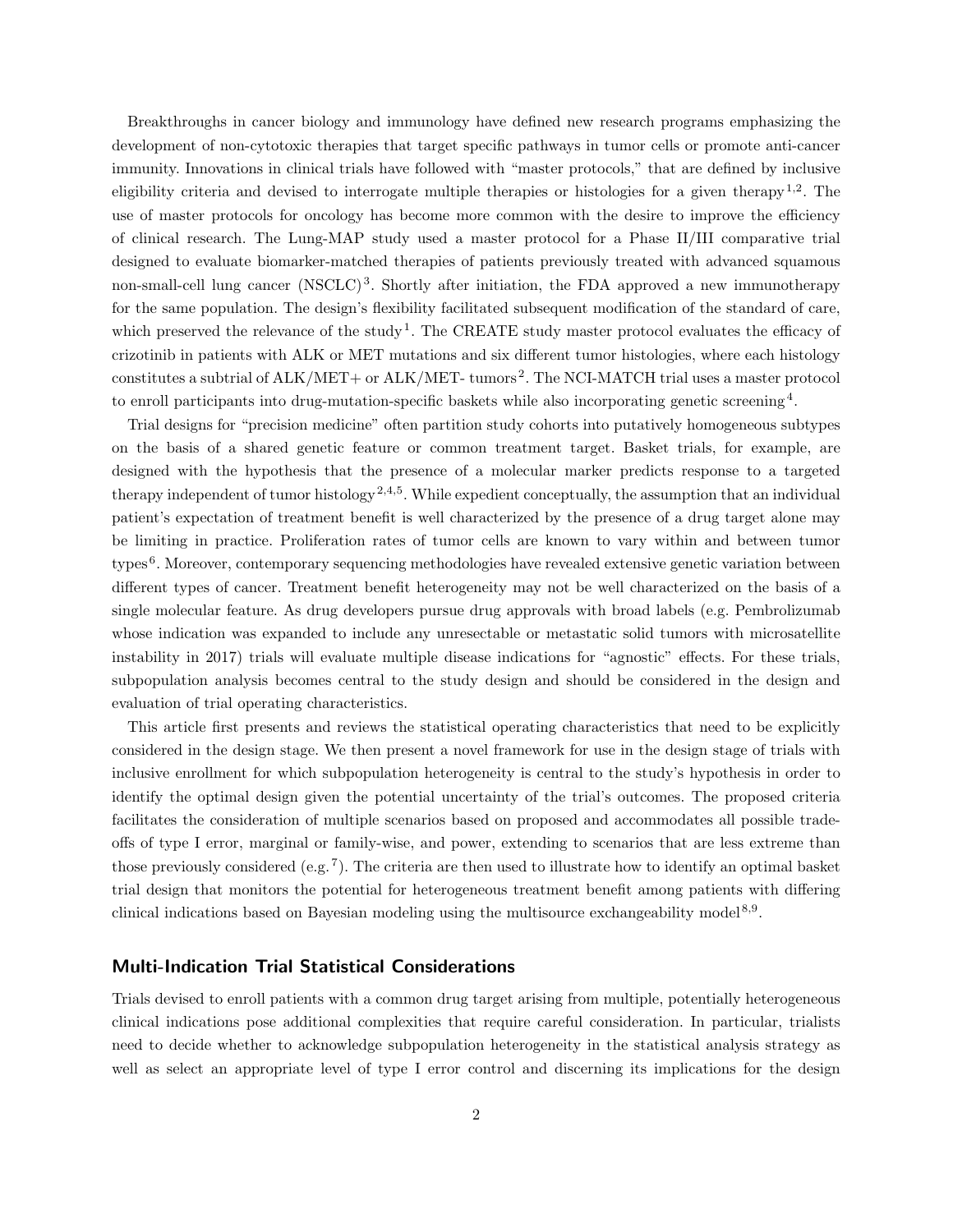Breakthroughs in cancer biology and immunology have defined new research programs emphasizing the development of non-cytotoxic therapies that target specific pathways in tumor cells or promote anti-cancer immunity. Innovations in clinical trials have followed with "master protocols," that are defined by inclusive eligibility criteria and devised to interrogate multiple therapies or histologies for a given therapy[1,2]. The use of master protocols for oncology has become more common with the desire to improve the efficiency of clinical research. The Lung-MAP study used a master protocol for a Phase II/III comparative trial designed to evaluate biomarker-matched therapies of patients previously treated with advanced squamous non-small-cell lung cancer (NSCLC)[3]. Shortly after initiation, the FDA approved a new immunotherapy for the same population. The design's flexibility facilitated subsequent modification of the standard of care, which preserved the relevance of the study[1]. The CREATE study master protocol evaluates the efficacy of crizotinib in patients with ALK or MET mutations and six different tumor histologies, where each histology constitutes a subtrial of ALK/MET+ or ALK/MET- tumors[2]. The NCI-MATCH trial uses a master protocol to enroll participants into drug-mutation-specific baskets while also incorporating genetic screening[4].

Trial designs for "precision medicine" often partition study cohorts into putatively homogeneous subtypes on the basis of a shared genetic feature or common treatment target. Basket trials, for example, are designed with the hypothesis that the presence of a molecular marker predicts response to a targeted therapy independent of tumor histology[2,4,5]. While expedient conceptually, the assumption that an individual patient's expectation of treatment benefit is well characterized by the presence of a drug target alone may be limiting in practice. Proliferation rates of tumor cells are known to vary within and between tumor types[6]. Moreover, contemporary sequencing methodologies have revealed extensive genetic variation between different types of cancer. Treatment benefit heterogeneity may not be well characterized on the basis of a single molecular feature. As drug developers pursue drug approvals with broad labels (e.g. Pembrolizumab whose indication was expanded to include any unresectable or metastatic solid tumors with microsatellite instability in 2017) trials will evaluate multiple disease indications for "agnostic" effects. For these trials, subpopulation analysis becomes central to the study design and should be considered in the design and evaluation of trial operating characteristics.

This article first presents and reviews the statistical operating characteristics that need to be explicitly considered in the design stage. We then present a novel framework for use in the design stage of trials with inclusive enrollment for which subpopulation heterogeneity is central to the study's hypothesis in order to identify the optimal design given the potential uncertainty of the trial's outcomes. The proposed criteria facilitates the consideration of multiple scenarios based on proposed and accommodates all possible trade-offs of type I error, marginal or family-wise, and power, extending to scenarios that are less extreme than those previously considered (e.g.[7]). The criteria are then used to illustrate how to identify an optimal basket trial design that monitors the potential for heterogeneous treatment benefit among patients with differing clinical indications based on Bayesian modeling using the multisource exchangeability model[8,9].

## Multi-Indication Trial Statistical Considerations

Trials devised to enroll patients with a common drug target arising from multiple, potentially heterogeneous clinical indications pose additional complexities that require careful consideration. In particular, trialists need to decide whether to acknowledge subpopulation heterogeneity in the statistical analysis strategy as well as select an appropriate level of type I error control and discerning its implications for the design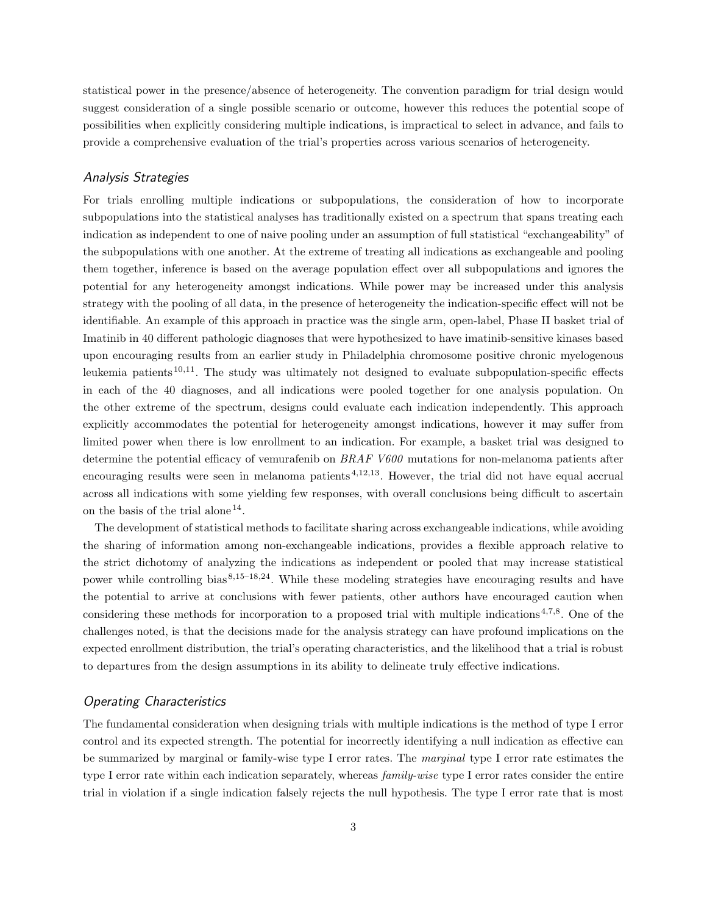statistical power in the presence/absence of heterogeneity. The convention paradigm for trial design would suggest consideration of a single possible scenario or outcome, however this reduces the potential scope of possibilities when explicitly considering multiple indications, is impractical to select in advance, and fails to provide a comprehensive evaluation of the trial's properties across various scenarios of heterogeneity.

### *Analysis Strategies*

For trials enrolling multiple indications or subpopulations, the consideration of how to incorporate subpopulations into the statistical analyses has traditionally existed on a spectrum that spans treating each indication as independent to one of naive pooling under an assumption of full statistical "exchangeability" of the subpopulations with one another. At the extreme of treating all indications as exchangeable and pooling them together, inference is based on the average population effect over all subpopulations and ignores the potential for any heterogeneity amongst indications. While power may be increased under this analysis strategy with the pooling of all data, in the presence of heterogeneity the indication-specific effect will not be identifiable. An example of this approach in practice was the single arm, open-label, Phase II basket trial of Imatinib in 40 different pathologic diagnoses that were hypothesized to have imatinib-sensitive kinases based upon encouraging results from an earlier study in Philadelphia chromosome positive chronic myelogenous leukemia patients[10,11]. The study was ultimately not designed to evaluate subpopulation-specific effects in each of the 40 diagnoses, and all indications were pooled together for one analysis population. On the other extreme of the spectrum, designs could evaluate each indication independently. This approach explicitly accommodates the potential for heterogeneity amongst indications, however it may suffer from limited power when there is low enrollment to an indication. For example, a basket trial was designed to determine the potential efficacy of vemurafenib on *BRAF V600* mutations for non-melanoma patients after encouraging results were seen in melanoma patients[4,12,13]. However, the trial did not have equal accrual across all indications with some yielding few responses, with overall conclusions being difficult to ascertain on the basis of the trial alone[14].

The development of statistical methods to facilitate sharing across exchangeable indications, while avoiding the sharing of information among non-exchangeable indications, provides a flexible approach relative to the strict dichotomy of analyzing the indications as independent or pooled that may increase statistical power while controlling bias[8,15–18,24]. While these modeling strategies have encouraging results and have the potential to arrive at conclusions with fewer patients, other authors have encouraged caution when considering these methods for incorporation to a proposed trial with multiple indications[4,7,8]. One of the challenges noted, is that the decisions made for the analysis strategy can have profound implications on the expected enrollment distribution, the trial's operating characteristics, and the likelihood that a trial is robust to departures from the design assumptions in its ability to delineate truly effective indications.

### *Operating Characteristics*

The fundamental consideration when designing trials with multiple indications is the method of type I error control and its expected strength. The potential for incorrectly identifying a null indication as effective can be summarized by marginal or family-wise type I error rates. The *marginal* type I error rate estimates the type I error rate within each indication separately, whereas *family-wise* type I error rates consider the entire trial in violation if a single indication falsely rejects the null hypothesis. The type I error rate that is most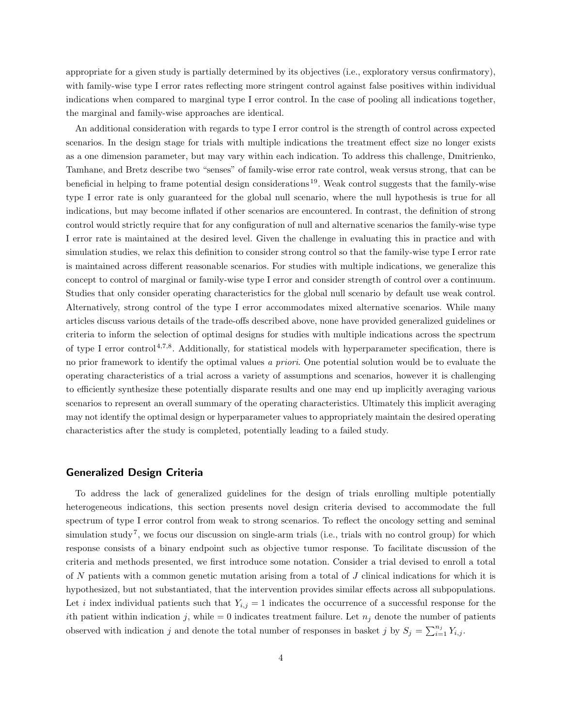appropriate for a given study is partially determined by its objectives (i.e., exploratory versus confirmatory), with family-wise type I error rates reflecting more stringent control against false positives within individual indications when compared to marginal type I error control. In the case of pooling all indications together, the marginal and family-wise approaches are identical.

An additional consideration with regards to type I error control is the strength of control across expected scenarios. In the design stage for trials with multiple indications the treatment effect size no longer exists as a one dimension parameter, but may vary within each indication. To address this challenge, Dmitrienko, Tamhane, and Bretz describe two "senses" of family-wise error rate control, weak versus strong, that can be beneficial in helping to frame potential design considerations[19]. Weak control suggests that the family-wise type I error rate is only guaranteed for the global null scenario, where the null hypothesis is true for all indications, but may become inflated if other scenarios are encountered. In contrast, the definition of strong control would strictly require that for any configuration of null and alternative scenarios the family-wise type I error rate is maintained at the desired level. Given the challenge in evaluating this in practice and with simulation studies, we relax this definition to consider strong control so that the family-wise type I error rate is maintained across different reasonable scenarios. For studies with multiple indications, we generalize this concept to control of marginal or family-wise type I error and consider strength of control over a continuum. Studies that only consider operating characteristics for the global null scenario by default use weak control. Alternatively, strong control of the type I error accommodates mixed alternative scenarios. While many articles discuss various details of the trade-offs described above, none have provided generalized guidelines or criteria to inform the selection of optimal designs for studies with multiple indications across the spectrum of type I error control[4,7,8]. Additionally, for statistical models with hyperparameter specification, there is no prior framework to identify the optimal values *a priori*. One potential solution would be to evaluate the operating characteristics of a trial across a variety of assumptions and scenarios, however it is challenging to efficiently synthesize these potentially disparate results and one may end up implicitly averaging various scenarios to represent an overall summary of the operating characteristics. Ultimately this implicit averaging may not identify the optimal design or hyperparameter values to appropriately maintain the desired operating characteristics after the study is completed, potentially leading to a failed study.

## Generalized Design Criteria

To address the lack of generalized guidelines for the design of trials enrolling multiple potentially heterogeneous indications, this section presents novel design criteria devised to accommodate the full spectrum of type I error control from weak to strong scenarios. To reflect the oncology setting and seminal simulation study[7], we focus our discussion on single-arm trials (i.e., trials with no control group) for which response consists of a binary endpoint such as objective tumor response. To facilitate discussion of the criteria and methods presented, we first introduce some notation. Consider a trial devised to enroll a total of $N$ patients with a common genetic mutation arising from a total of $J$ clinical indications for which it is hypothesized, but not substantiated, that the intervention provides similar effects across all subpopulations. Let $i$ index individual patients such that $Y_{i,j} = 1$ indicates the occurrence of a successful response for the $i$th patient within indication $j$, while $= 0$ indicates treatment failure. Let $n_j$ denote the number of patients observed with indication $j$ and denote the total number of responses in basket $j$ by $S_j = \sum_{i=1}^{n_j} Y_{i,j}$.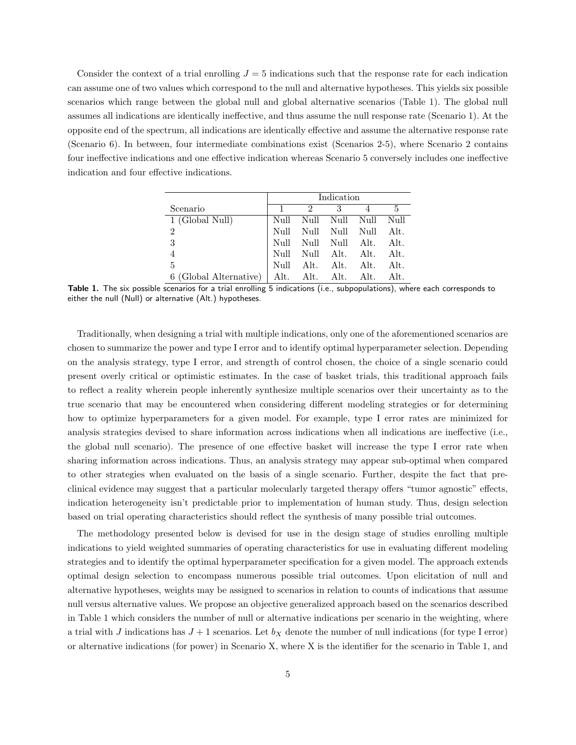Consider the context of a trial enrolling $J = 5$ indications such that the response rate for each indication can assume one of two values which correspond to the null and alternative hypotheses. This yields six possible scenarios which range between the global null and global alternative scenarios (Table 1). The global null assumes all indications are identically ineffective, and thus assume the null response rate (Scenario 1). At the opposite end of the spectrum, all indications are identically effective and assume the alternative response rate (Scenario 6). In between, four intermediate combinations exist (Scenarios 2-5), where Scenario 2 contains four ineffective indications and one effective indication whereas Scenario 5 conversely includes one ineffective indication and four effective indications.

| | Indication | | | | |
|---|---|---|---|---|---|
| Scenario | 1 | 2 | 3 | 4 | 5 |
| 1 (Global Null) | Null | Null | Null | Null | Null |
| 2 | Null | Null | Null | Null | Alt. |
| 3 | Null | Null | Null | Alt. | Alt. |
| 4 | Null | Null | Alt. | Alt. | Alt. |
| 5 | Null | Alt. | Alt. | Alt. | Alt. |
| 6 (Global Alternative) | Alt. | Alt. | Alt. | Alt. | Alt. |

**Table 1.** The six possible scenarios for a trial enrolling 5 indications (i.e., subpopulations), where each corresponds to either the null (Null) or alternative (Alt.) hypotheses.

Traditionally, when designing a trial with multiple indications, only one of the aforementioned scenarios are chosen to summarize the power and type I error and to identify optimal hyperparameter selection. Depending on the analysis strategy, type I error, and strength of control chosen, the choice of a single scenario could present overly critical or optimistic estimates. In the case of basket trials, this traditional approach fails to reflect a reality wherein people inherently synthesize multiple scenarios over their uncertainty as to the true scenario that may be encountered when considering different modeling strategies or for determining how to optimize hyperparameters for a given model. For example, type I error rates are minimized for analysis strategies devised to share information across indications when all indications are ineffective (i.e., the global null scenario). The presence of one effective basket will increase the type I error rate when sharing information across indications. Thus, an analysis strategy may appear sub-optimal when compared to other strategies when evaluated on the basis of a single scenario. Further, despite the fact that pre-clinical evidence may suggest that a particular molecularly targeted therapy offers "tumor agnostic" effects, indication heterogeneity isn't predictable prior to implementation of human study. Thus, design selection based on trial operating characteristics should reflect the synthesis of many possible trial outcomes.

The methodology presented below is devised for use in the design stage of studies enrolling multiple indications to yield weighted summaries of operating characteristics for use in evaluating different modeling strategies and to identify the optimal hyperparameter specification for a given model. The approach extends optimal design selection to encompass numerous possible trial outcomes. Upon elicitation of null and alternative hypotheses, weights may be assigned to scenarios in relation to counts of indications that assume null versus alternative values. We propose an objective generalized approach based on the scenarios described in Table 1 which considers the number of null or alternative indications per scenario in the weighting, where a trial with $J$ indications has $J + 1$ scenarios. Let $b_X$ denote the number of null indications (for type I error) or alternative indications (for power) in Scenario X, where X is the identifier for the scenario in Table 1, and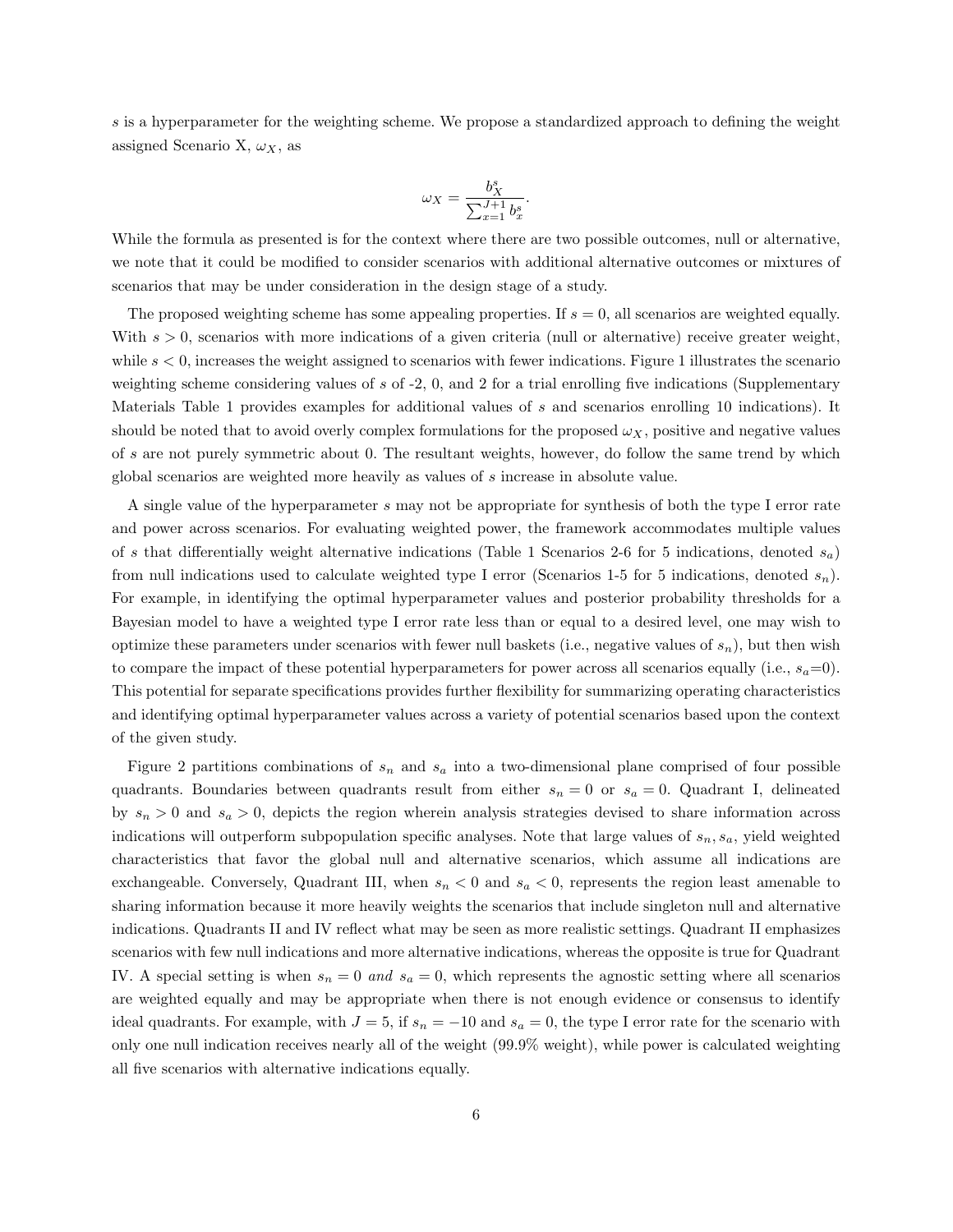$s$ is a hyperparameter for the weighting scheme. We propose a standardized approach to defining the weight assigned Scenario X, $\omega_X$, as

$$\omega_X = \frac{b_X^s}{\sum_{x=1}^{J+1} b_x^s}.$$

While the formula as presented is for the context where there are two possible outcomes, null or alternative, we note that it could be modified to consider scenarios with additional alternative outcomes or mixtures of scenarios that may be under consideration in the design stage of a study.

The proposed weighting scheme has some appealing properties. If $s = 0$, all scenarios are weighted equally. With $s > 0$, scenarios with more indications of a given criteria (null or alternative) receive greater weight, while $s < 0$, increases the weight assigned to scenarios with fewer indications. Figure 1 illustrates the scenario weighting scheme considering values of $s$ of -2, 0, and 2 for a trial enrolling five indications (Supplementary Materials Table 1 provides examples for additional values of $s$ and scenarios enrolling 10 indications). It should be noted that to avoid overly complex formulations for the proposed $\omega_X$, positive and negative values of $s$ are not purely symmetric about 0. The resultant weights, however, do follow the same trend by which global scenarios are weighted more heavily as values of $s$ increase in absolute value.

A single value of the hyperparameter $s$ may not be appropriate for synthesis of both the type I error rate and power across scenarios. For evaluating weighted power, the framework accommodates multiple values of $s$ that differentially weight alternative indications (Table 1 Scenarios 2-6 for 5 indications, denoted $s_a$) from null indications used to calculate weighted type I error (Scenarios 1-5 for 5 indications, denoted $s_n$). For example, in identifying the optimal hyperparameter values and posterior probability thresholds for a Bayesian model to have a weighted type I error rate less than or equal to a desired level, one may wish to optimize these parameters under scenarios with fewer null baskets (i.e., negative values of $s_n$), but then wish to compare the impact of these potential hyperparameters for power across all scenarios equally (i.e., $s_a$=0). This potential for separate specifications provides further flexibility for summarizing operating characteristics and identifying optimal hyperparameter values across a variety of potential scenarios based upon the context of the given study.

Figure 2 partitions combinations of $s_n$ and $s_a$ into a two-dimensional plane comprised of four possible quadrants. Boundaries between quadrants result from either $s_n = 0$ or $s_a = 0$. Quadrant I, delineated by $s_n > 0$ and $s_a > 0$, depicts the region wherein analysis strategies devised to share information across indications will outperform subpopulation specific analyses. Note that large values of $s_n, s_a$, yield weighted characteristics that favor the global null and alternative scenarios, which assume all indications are exchangeable. Conversely, Quadrant III, when $s_n < 0$ and $s_a < 0$, represents the region least amenable to sharing information because it more heavily weights the scenarios that include singleton null and alternative indications. Quadrants II and IV reflect what may be seen as more realistic settings. Quadrant II emphasizes scenarios with few null indications and more alternative indications, whereas the opposite is true for Quadrant IV. A special setting is when $s_n = 0$ *and* $s_a = 0$, which represents the agnostic setting where all scenarios are weighted equally and may be appropriate when there is not enough evidence or consensus to identify ideal quadrants. For example, with $J = 5$, if $s_n = -10$ and $s_a = 0$, the type I error rate for the scenario with only one null indication receives nearly all of the weight (99.9% weight), while power is calculated weighting all five scenarios with alternative indications equally.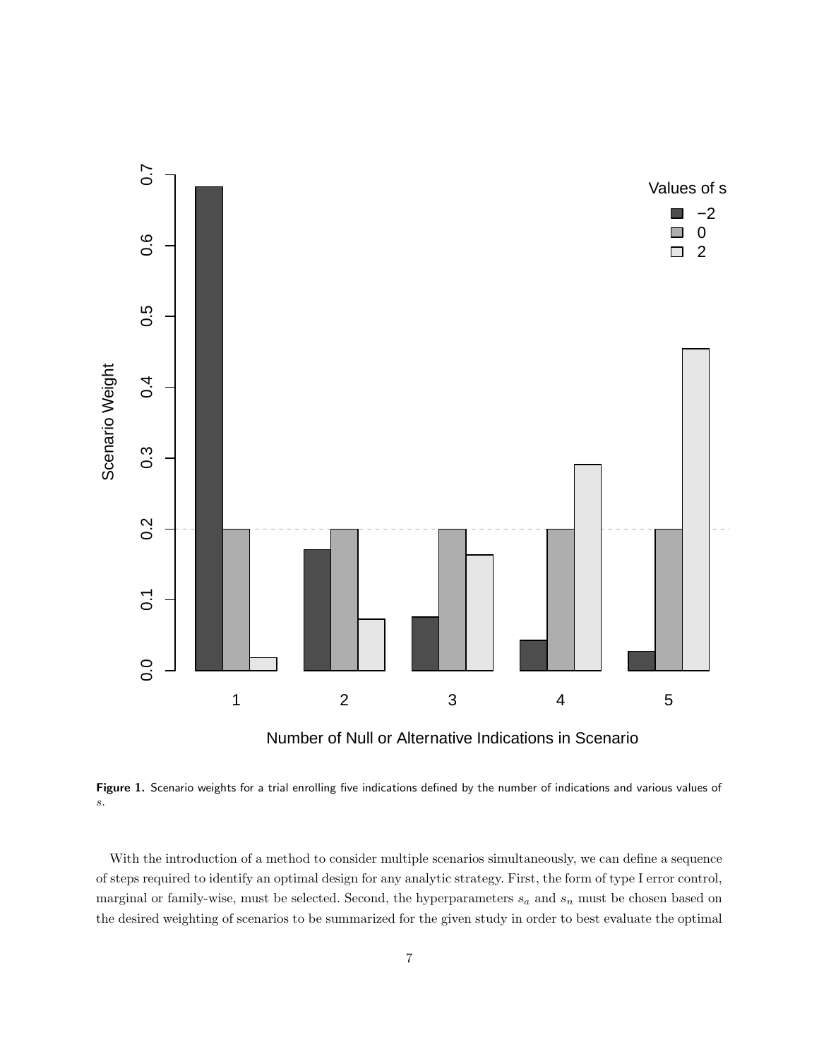**Figure 1.** Scenario weights for a trial enrolling five indications defined by the number of indications and various values of $s$.

With the introduction of a method to consider multiple scenarios simultaneously, we can define a sequence of steps required to identify an optimal design for any analytic strategy. First, the form of type I error control, marginal or family-wise, must be selected. Second, the hyperparameters $s_a$ and $s_n$ must be chosen based on the desired weighting of scenarios to be summarized for the given study in order to best evaluate the optimal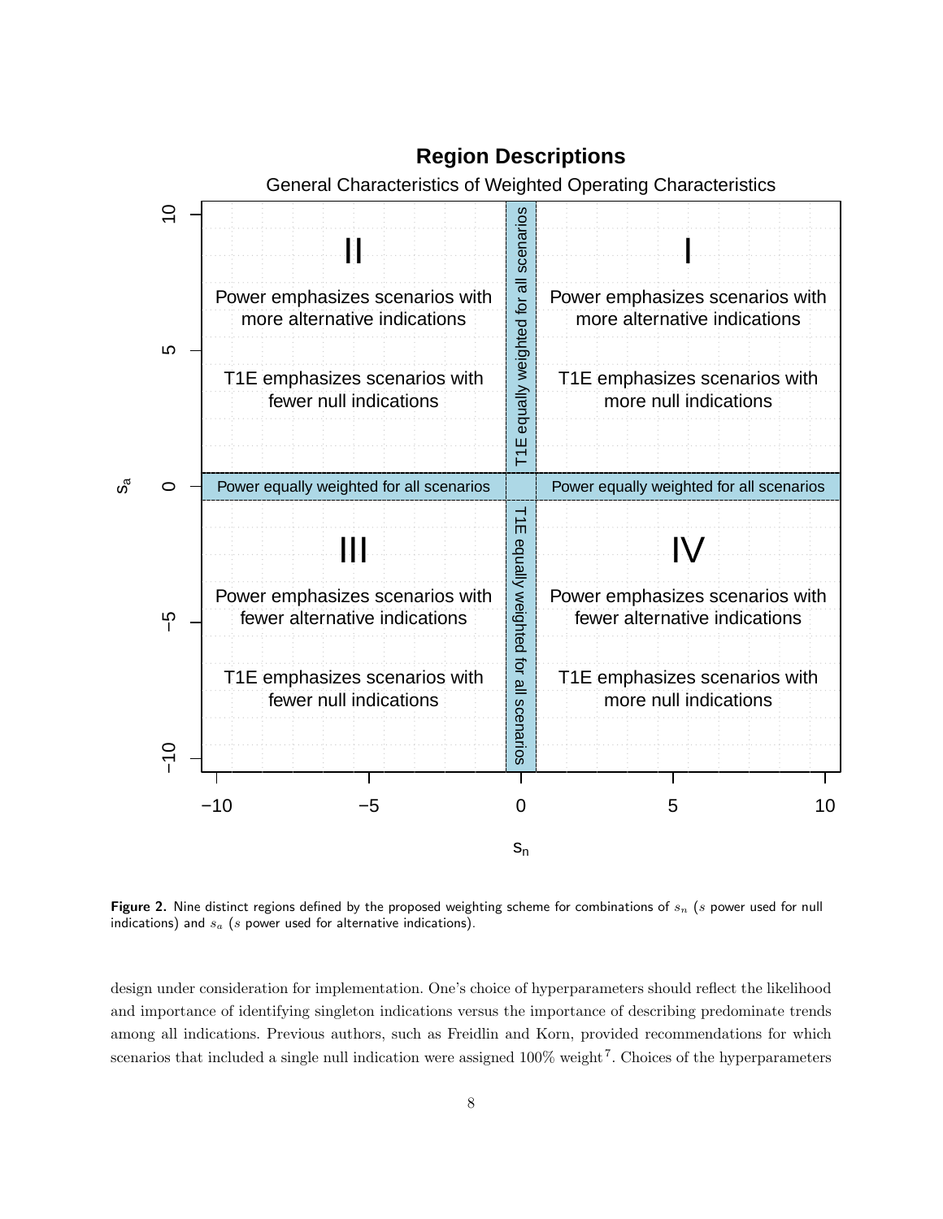Figure 2. Nine distinct regions defined by the proposed weighting scheme for combinations of $s_n$ ($s$ power used for null indications) and $s_a$ ($s$ power used for alternative indications).

design under consideration for implementation. One's choice of hyperparameters should reflect the likelihood and importance of identifying singleton indications versus the importance of describing predominate trends among all indications. Previous authors, such as Freidlin and Korn, provided recommendations for which scenarios that included a single null indication were assigned 100% weight[7]. Choices of the hyperparameters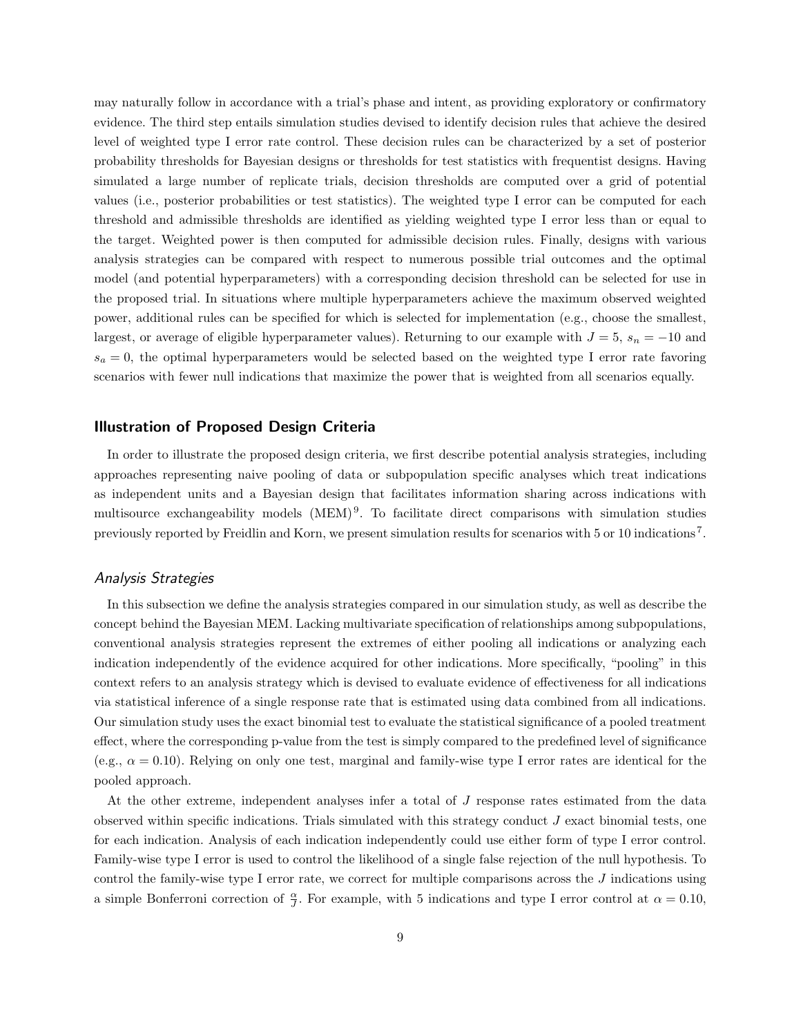may naturally follow in accordance with a trial's phase and intent, as providing exploratory or confirmatory evidence. The third step entails simulation studies devised to identify decision rules that achieve the desired level of weighted type I error rate control. These decision rules can be characterized by a set of posterior probability thresholds for Bayesian designs or thresholds for test statistics with frequentist designs. Having simulated a large number of replicate trials, decision thresholds are computed over a grid of potential values (i.e., posterior probabilities or test statistics). The weighted type I error can be computed for each threshold and admissible thresholds are identified as yielding weighted type I error less than or equal to the target. Weighted power is then computed for admissible decision rules. Finally, designs with various analysis strategies can be compared with respect to numerous possible trial outcomes and the optimal model (and potential hyperparameters) with a corresponding decision threshold can be selected for use in the proposed trial. In situations where multiple hyperparameters achieve the maximum observed weighted power, additional rules can be specified for which is selected for implementation (e.g., choose the smallest, largest, or average of eligible hyperparameter values). Returning to our example with $J = 5$, $s_n = -10$ and $s_a = 0$, the optimal hyperparameters would be selected based on the weighted type I error rate favoring scenarios with fewer null indications that maximize the power that is weighted from all scenarios equally.

## Illustration of Proposed Design Criteria

In order to illustrate the proposed design criteria, we first describe potential analysis strategies, including approaches representing naive pooling of data or subpopulation specific analyses which treat indications as independent units and a Bayesian design that facilitates information sharing across indications with multisource exchangeability models (MEM)[9]. To facilitate direct comparisons with simulation studies previously reported by Freidlin and Korn, we present simulation results for scenarios with 5 or 10 indications[7].

### *Analysis Strategies*

In this subsection we define the analysis strategies compared in our simulation study, as well as describe the concept behind the Bayesian MEM. Lacking multivariate specification of relationships among subpopulations, conventional analysis strategies represent the extremes of either pooling all indications or analyzing each indication independently of the evidence acquired for other indications. More specifically, "pooling" in this context refers to an analysis strategy which is devised to evaluate evidence of effectiveness for all indications via statistical inference of a single response rate that is estimated using data combined from all indications. Our simulation study uses the exact binomial test to evaluate the statistical significance of a pooled treatment effect, where the corresponding p-value from the test is simply compared to the predefined level of significance (e.g., $\alpha = 0.10$). Relying on only one test, marginal and family-wise type I error rates are identical for the pooled approach.

At the other extreme, independent analyses infer a total of $J$ response rates estimated from the data observed within specific indications. Trials simulated with this strategy conduct $J$ exact binomial tests, one for each indication. Analysis of each indication independently could use either form of type I error control. Family-wise type I error is used to control the likelihood of a single false rejection of the null hypothesis. To control the family-wise type I error rate, we correct for multiple comparisons across the $J$ indications using a simple Bonferroni correction of $\frac{\alpha}{J}$. For example, with 5 indications and type I error control at $\alpha = 0.10$,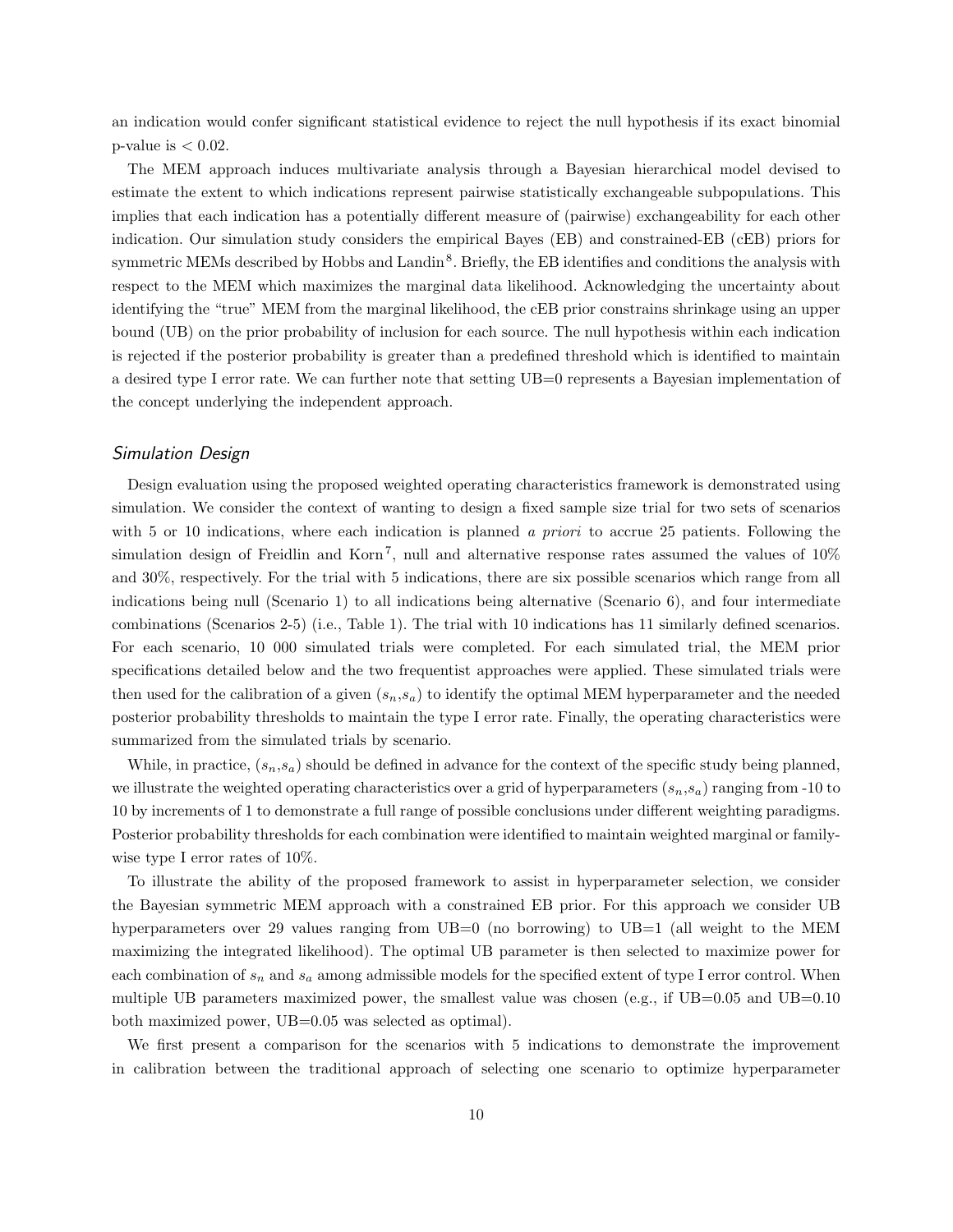an indication would confer significant statistical evidence to reject the null hypothesis if its exact binomial p-value is $< 0.02$.

The MEM approach induces multivariate analysis through a Bayesian hierarchical model devised to estimate the extent to which indications represent pairwise statistically exchangeable subpopulations. This implies that each indication has a potentially different measure of (pairwise) exchangeability for each other indication. Our simulation study considers the empirical Bayes (EB) and constrained-EB (cEB) priors for symmetric MEMs described by Hobbs and Landin[8]. Briefly, the EB identifies and conditions the analysis with respect to the MEM which maximizes the marginal data likelihood. Acknowledging the uncertainty about identifying the "true" MEM from the marginal likelihood, the cEB prior constrains shrinkage using an upper bound (UB) on the prior probability of inclusion for each source. The null hypothesis within each indication is rejected if the posterior probability is greater than a predefined threshold which is identified to maintain a desired type I error rate. We can further note that setting UB=0 represents a Bayesian implementation of the concept underlying the independent approach.

### *Simulation Design*

Design evaluation using the proposed weighted operating characteristics framework is demonstrated using simulation. We consider the context of wanting to design a fixed sample size trial for two sets of scenarios with 5 or 10 indications, where each indication is planned *a priori* to accrue 25 patients. Following the simulation design of Freidlin and Korn[7], null and alternative response rates assumed the values of 10% and 30%, respectively. For the trial with 5 indications, there are six possible scenarios which range from all indications being null (Scenario 1) to all indications being alternative (Scenario 6), and four intermediate combinations (Scenarios 2-5) (i.e., Table 1). The trial with 10 indications has 11 similarly defined scenarios. For each scenario, 10 000 simulated trials were completed. For each simulated trial, the MEM prior specifications detailed below and the two frequentist approaches were applied. These simulated trials were then used for the calibration of a given ($s_n$,$s_a$) to identify the optimal MEM hyperparameter and the needed posterior probability thresholds to maintain the type I error rate. Finally, the operating characteristics were summarized from the simulated trials by scenario.

While, in practice, ($s_n$,$s_a$) should be defined in advance for the context of the specific study being planned, we illustrate the weighted operating characteristics over a grid of hyperparameters ($s_n$,$s_a$) ranging from -10 to 10 by increments of 1 to demonstrate a full range of possible conclusions under different weighting paradigms. Posterior probability thresholds for each combination were identified to maintain weighted marginal or family-wise type I error rates of 10%.

To illustrate the ability of the proposed framework to assist in hyperparameter selection, we consider the Bayesian symmetric MEM approach with a constrained EB prior. For this approach we consider UB hyperparameters over 29 values ranging from UB=0 (no borrowing) to UB=1 (all weight to the MEM maximizing the integrated likelihood). The optimal UB parameter is then selected to maximize power for each combination of $s_n$ and $s_a$ among admissible models for the specified extent of type I error control. When multiple UB parameters maximized power, the smallest value was chosen (e.g., if UB=0.05 and UB=0.10 both maximized power, UB=0.05 was selected as optimal).

We first present a comparison for the scenarios with 5 indications to demonstrate the improvement in calibration between the traditional approach of selecting one scenario to optimize hyperparameter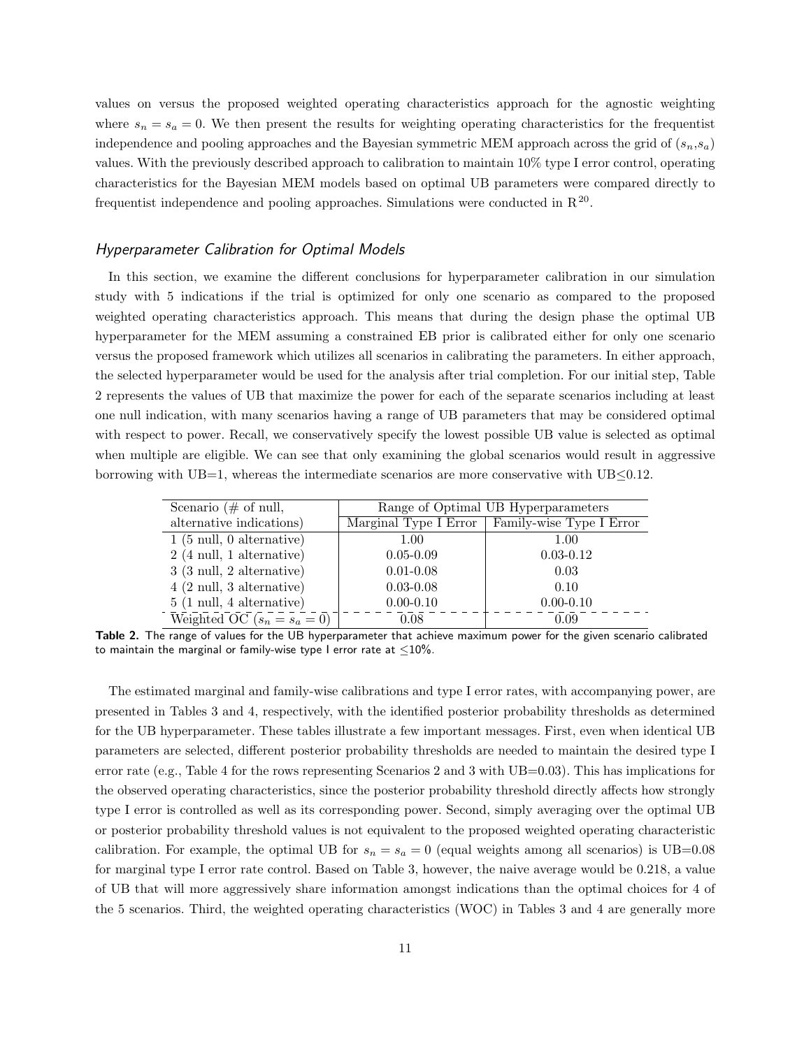values on versus the proposed weighted operating characteristics approach for the agnostic weighting where $s_n = s_a = 0$. We then present the results for weighting operating characteristics for the frequentist independence and pooling approaches and the Bayesian symmetric MEM approach across the grid of $(s_n,s_a)$ values. With the previously described approach to calibration to maintain 10% type I error control, operating characteristics for the Bayesian MEM models based on optimal UB parameters were compared directly to frequentist independence and pooling approaches. Simulations were conducted in R [20].

### *Hyperparameter Calibration for Optimal Models*

In this section, we examine the different conclusions for hyperparameter calibration in our simulation study with 5 indications if the trial is optimized for only one scenario as compared to the proposed weighted operating characteristics approach. This means that during the design phase the optimal UB hyperparameter for the MEM assuming a constrained EB prior is calibrated either for only one scenario versus the proposed framework which utilizes all scenarios in calibrating the parameters. In either approach, the selected hyperparameter would be used for the analysis after trial completion. For our initial step, Table 2 represents the values of UB that maximize the power for each of the separate scenarios including at least one null indication, with many scenarios having a range of UB parameters that may be considered optimal with respect to power. Recall, we conservatively specify the lowest possible UB value is selected as optimal when multiple are eligible. We can see that only examining the global scenarios would result in aggressive borrowing with UB=1, whereas the intermediate scenarios are more conservative with UB≤0.12.

| Scenario (# of null, alternative indications) | Range of Optimal UB Hyperparameters | |
|---|---|---|
| | Marginal Type I Error | Family-wise Type I Error |
| 1 (5 null, 0 alternative) | 1.00 | 1.00 |
| 2 (4 null, 1 alternative) | 0.05-0.09 | 0.03-0.12 |
| 3 (3 null, 2 alternative) | 0.01-0.08 | 0.03 |
| 4 (2 null, 3 alternative) | 0.03-0.08 | 0.10 |
| 5 (1 null, 4 alternative) | 0.00-0.10 | 0.00-0.10 |
| Weighted OC ($s_n = s_a = 0$) | 0.08 | 0.09 |

**Table 2.** The range of values for the UB hyperparameter that achieve maximum power for the given scenario calibrated to maintain the marginal or family-wise type I error rate at ≤10%.

The estimated marginal and family-wise calibrations and type I error rates, with accompanying power, are presented in Tables 3 and 4, respectively, with the identified posterior probability thresholds as determined for the UB hyperparameter. These tables illustrate a few important messages. First, even when identical UB parameters are selected, different posterior probability thresholds are needed to maintain the desired type I error rate (e.g., Table 4 for the rows representing Scenarios 2 and 3 with UB=0.03). This has implications for the observed operating characteristics, since the posterior probability threshold directly affects how strongly type I error is controlled as well as its corresponding power. Second, simply averaging over the optimal UB or posterior probability threshold values is not equivalent to the proposed weighted operating characteristic calibration. For example, the optimal UB for $s_n = s_a = 0$ (equal weights among all scenarios) is UB=0.08 for marginal type I error rate control. Based on Table 3, however, the naive average would be 0.218, a value of UB that will more aggressively share information amongst indications than the optimal choices for 4 of the 5 scenarios. Third, the weighted operating characteristics (WOC) in Tables 3 and 4 are generally more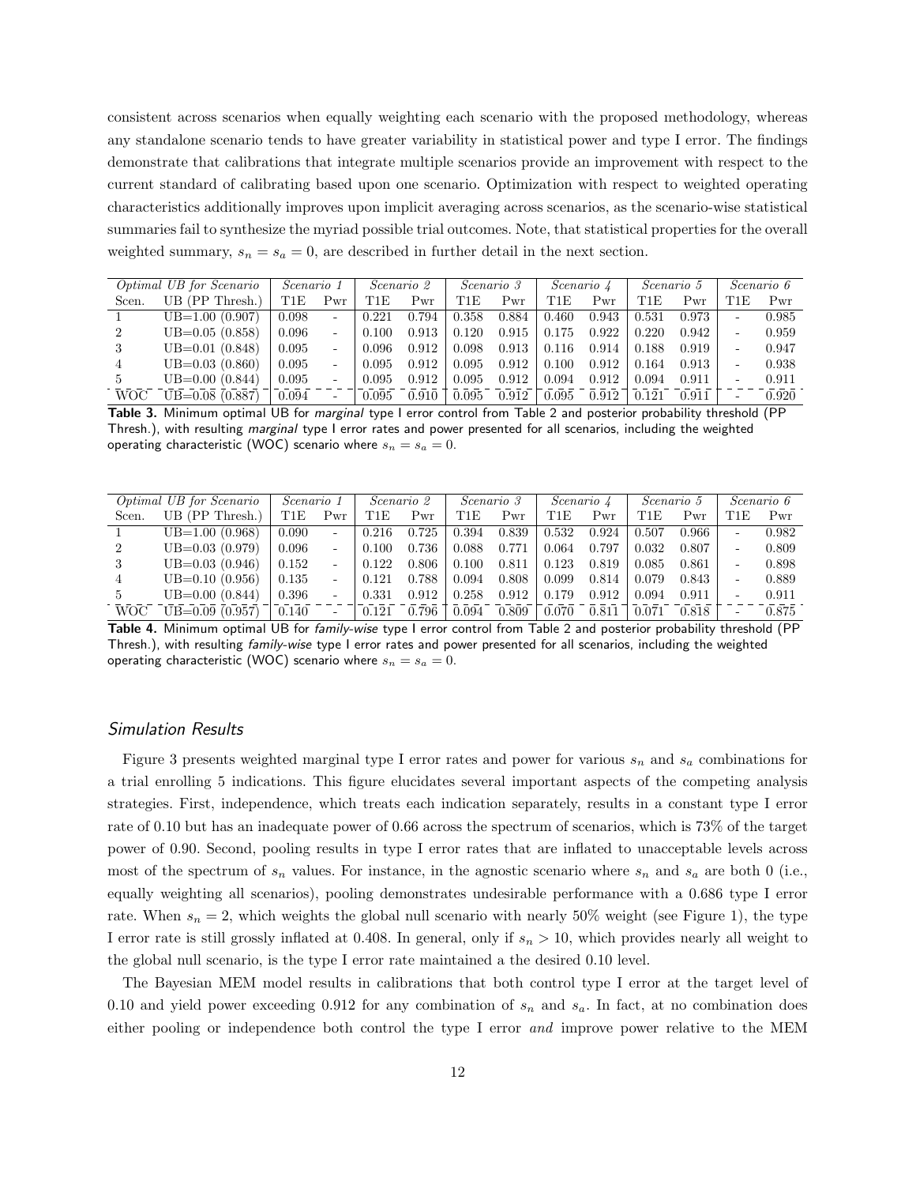consistent across scenarios when equally weighting each scenario with the proposed methodology, whereas any standalone scenario tends to have greater variability in statistical power and type I error. The findings demonstrate that calibrations that integrate multiple scenarios provide an improvement with respect to the current standard of calibrating based upon one scenario. Optimization with respect to weighted operating characteristics additionally improves upon implicit averaging across scenarios, as the scenario-wise statistical summaries fail to synthesize the myriad possible trial outcomes. Note, that statistical properties for the overall weighted summary, $s_n = s_a = 0$, are described in further detail in the next section.

| *Optimal UB for Scenario* | | *Scenario 1* | | *Scenario 2* | | *Scenario 3* | | *Scenario 4* | | *Scenario 5* | | *Scenario 6* | |
|---|---|---|---|---|---|---|---|---|---|---|---|---|---|
| Scen. | UB (PP Thresh.) | T1E | Pwr | T1E | Pwr | T1E | Pwr | T1E | Pwr | T1E | Pwr | T1E | Pwr |
| 1 | UB=1.00 (0.907) | 0.098 | - | 0.221 | 0.794 | 0.358 | 0.884 | 0.460 | 0.943 | 0.531 | 0.973 | - | 0.985 |
| 2 | UB=0.05 (0.858) | 0.096 | - | 0.100 | 0.913 | 0.120 | 0.915 | 0.175 | 0.922 | 0.220 | 0.942 | - | 0.959 |
| 3 | UB=0.01 (0.848) | 0.095 | - | 0.096 | 0.912 | 0.098 | 0.913 | 0.116 | 0.914 | 0.188 | 0.919 | - | 0.947 |
| 4 | UB=0.03 (0.860) | 0.095 | - | 0.095 | 0.912 | 0.095 | 0.912 | 0.100 | 0.912 | 0.164 | 0.913 | - | 0.938 |
| 5 | UB=0.00 (0.844) | 0.095 | - | 0.095 | 0.912 | 0.095 | 0.912 | 0.094 | 0.912 | 0.094 | 0.911 | - | 0.911 |
| WOC | UB=0.08 (0.887) | 0.094 | - | 0.095 | 0.910 | 0.095 | 0.912 | 0.095 | 0.912 | 0.121 | 0.911 | - | 0.920 |

**Table 3.** Minimum optimal UB for *marginal* type I error control from Table 2 and posterior probability threshold (PP Thresh.), with resulting *marginal* type I error rates and power presented for all scenarios, including the weighted operating characteristic (WOC) scenario where $s_n = s_a = 0$.

| *Optimal UB for Scenario* | | *Scenario 1* | | *Scenario 2* | | *Scenario 3* | | *Scenario 4* | | *Scenario 5* | | *Scenario 6* | |
|---|---|---|---|---|---|---|---|---|---|---|---|---|---|
| Scen. | UB (PP Thresh.) | T1E | Pwr | T1E | Pwr | T1E | Pwr | T1E | Pwr | T1E | Pwr | T1E | Pwr |
| 1 | UB=1.00 (0.968) | 0.090 | - | 0.216 | 0.725 | 0.394 | 0.839 | 0.532 | 0.924 | 0.507 | 0.966 | - | 0.982 |
| 2 | UB=0.03 (0.979) | 0.096 | - | 0.100 | 0.736 | 0.088 | 0.771 | 0.064 | 0.797 | 0.032 | 0.807 | - | 0.809 |
| 3 | UB=0.03 (0.946) | 0.152 | - | 0.122 | 0.806 | 0.100 | 0.811 | 0.123 | 0.819 | 0.085 | 0.861 | - | 0.898 |
| 4 | UB=0.10 (0.956) | 0.135 | - | 0.121 | 0.788 | 0.094 | 0.808 | 0.099 | 0.814 | 0.079 | 0.843 | - | 0.889 |
| 5 | UB=0.00 (0.844) | 0.396 | - | 0.331 | 0.912 | 0.258 | 0.912 | 0.179 | 0.912 | 0.094 | 0.911 | - | 0.911 |
| WOC | UB=0.09 (0.957) | 0.140 | - | 0.121 | 0.796 | 0.094 | 0.809 | 0.070 | 0.811 | 0.071 | 0.818 | - | 0.875 |

**Table 4.** Minimum optimal UB for *family-wise* type I error control from Table 2 and posterior probability threshold (PP Thresh.), with resulting *family-wise* type I error rates and power presented for all scenarios, including the weighted operating characteristic (WOC) scenario where $s_n = s_a = 0$.

### *Simulation Results*

Figure 3 presents weighted marginal type I error rates and power for various $s_n$ and $s_a$ combinations for a trial enrolling 5 indications. This figure elucidates several important aspects of the competing analysis strategies. First, independence, which treats each indication separately, results in a constant type I error rate of 0.10 but has an inadequate power of 0.66 across the spectrum of scenarios, which is 73% of the target power of 0.90. Second, pooling results in type I error rates that are inflated to unacceptable levels across most of the spectrum of $s_n$ values. For instance, in the agnostic scenario where $s_n$ and $s_a$ are both 0 (i.e., equally weighting all scenarios), pooling demonstrates undesirable performance with a 0.686 type I error rate. When $s_n = 2$, which weights the global null scenario with nearly 50% weight (see Figure 1), the type I error rate is still grossly inflated at 0.408. In general, only if $s_n > 10$, which provides nearly all weight to the global null scenario, is the type I error rate maintained a the desired 0.10 level.

The Bayesian MEM model results in calibrations that both control type I error at the target level of 0.10 and yield power exceeding 0.912 for any combination of $s_n$ and $s_a$. In fact, at no combination does either pooling or independence both control the type I error *and* improve power relative to the MEM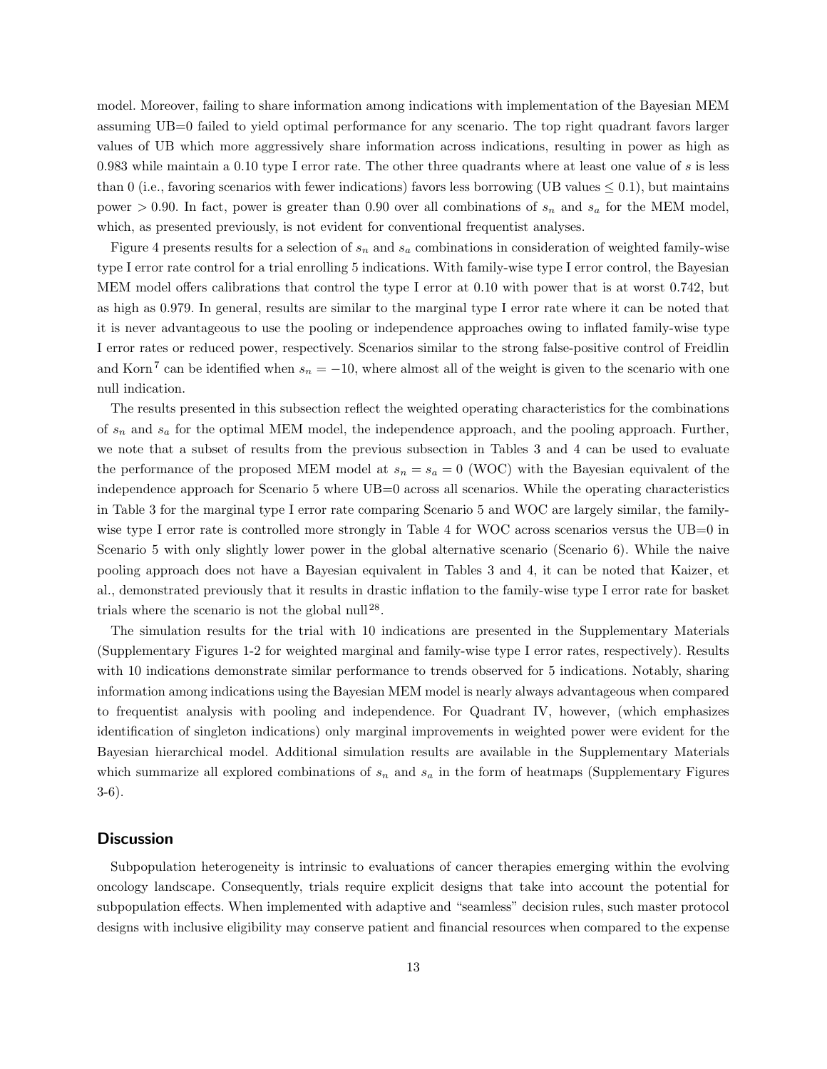model. Moreover, failing to share information among indications with implementation of the Bayesian MEM assuming UB=0 failed to yield optimal performance for any scenario. The top right quadrant favors larger values of UB which more aggressively share information across indications, resulting in power as high as 0.983 while maintain a 0.10 type I error rate. The other three quadrants where at least one value of $s$ is less than 0 (i.e., favoring scenarios with fewer indications) favors less borrowing (UB values $\leq 0.1$), but maintains power $> 0.90$. In fact, power is greater than 0.90 over all combinations of $s_n$ and $s_a$ for the MEM model, which, as presented previously, is not evident for conventional frequentist analyses.

Figure 4 presents results for a selection of $s_n$ and $s_a$ combinations in consideration of weighted family-wise type I error rate control for a trial enrolling 5 indications. With family-wise type I error control, the Bayesian MEM model offers calibrations that control the type I error at 0.10 with power that is at worst 0.742, but as high as 0.979. In general, results are similar to the marginal type I error rate where it can be noted that it is never advantageous to use the pooling or independence approaches owing to inflated family-wise type I error rates or reduced power, respectively. Scenarios similar to the strong false-positive control of Freidlin and Korn[7] can be identified when $s_n = -10$, where almost all of the weight is given to the scenario with one null indication.

The results presented in this subsection reflect the weighted operating characteristics for the combinations of $s_n$ and $s_a$ for the optimal MEM model, the independence approach, and the pooling approach. Further, we note that a subset of results from the previous subsection in Tables 3 and 4 can be used to evaluate the performance of the proposed MEM model at $s_n = s_a = 0$ (WOC) with the Bayesian equivalent of the independence approach for Scenario 5 where UB=0 across all scenarios. While the operating characteristics in Table 3 for the marginal type I error rate comparing Scenario 5 and WOC are largely similar, the family-wise type I error rate is controlled more strongly in Table 4 for WOC across scenarios versus the UB=0 in Scenario 5 with only slightly lower power in the global alternative scenario (Scenario 6). While the naive pooling approach does not have a Bayesian equivalent in Tables 3 and 4, it can be noted that Kaizer, et al., demonstrated previously that it results in drastic inflation to the family-wise type I error rate for basket trials where the scenario is not the global null[28].

The simulation results for the trial with 10 indications are presented in the Supplementary Materials (Supplementary Figures 1-2 for weighted marginal and family-wise type I error rates, respectively). Results with 10 indications demonstrate similar performance to trends observed for 5 indications. Notably, sharing information among indications using the Bayesian MEM model is nearly always advantageous when compared to frequentist analysis with pooling and independence. For Quadrant IV, however, (which emphasizes identification of singleton indications) only marginal improvements in weighted power were evident for the Bayesian hierarchical model. Additional simulation results are available in the Supplementary Materials which summarize all explored combinations of $s_n$ and $s_a$ in the form of heatmaps (Supplementary Figures 3-6).

## Discussion

Subpopulation heterogeneity is intrinsic to evaluations of cancer therapies emerging within the evolving oncology landscape. Consequently, trials require explicit designs that take into account the potential for subpopulation effects. When implemented with adaptive and "seamless" decision rules, such master protocol designs with inclusive eligibility may conserve patient and financial resources when compared to the expense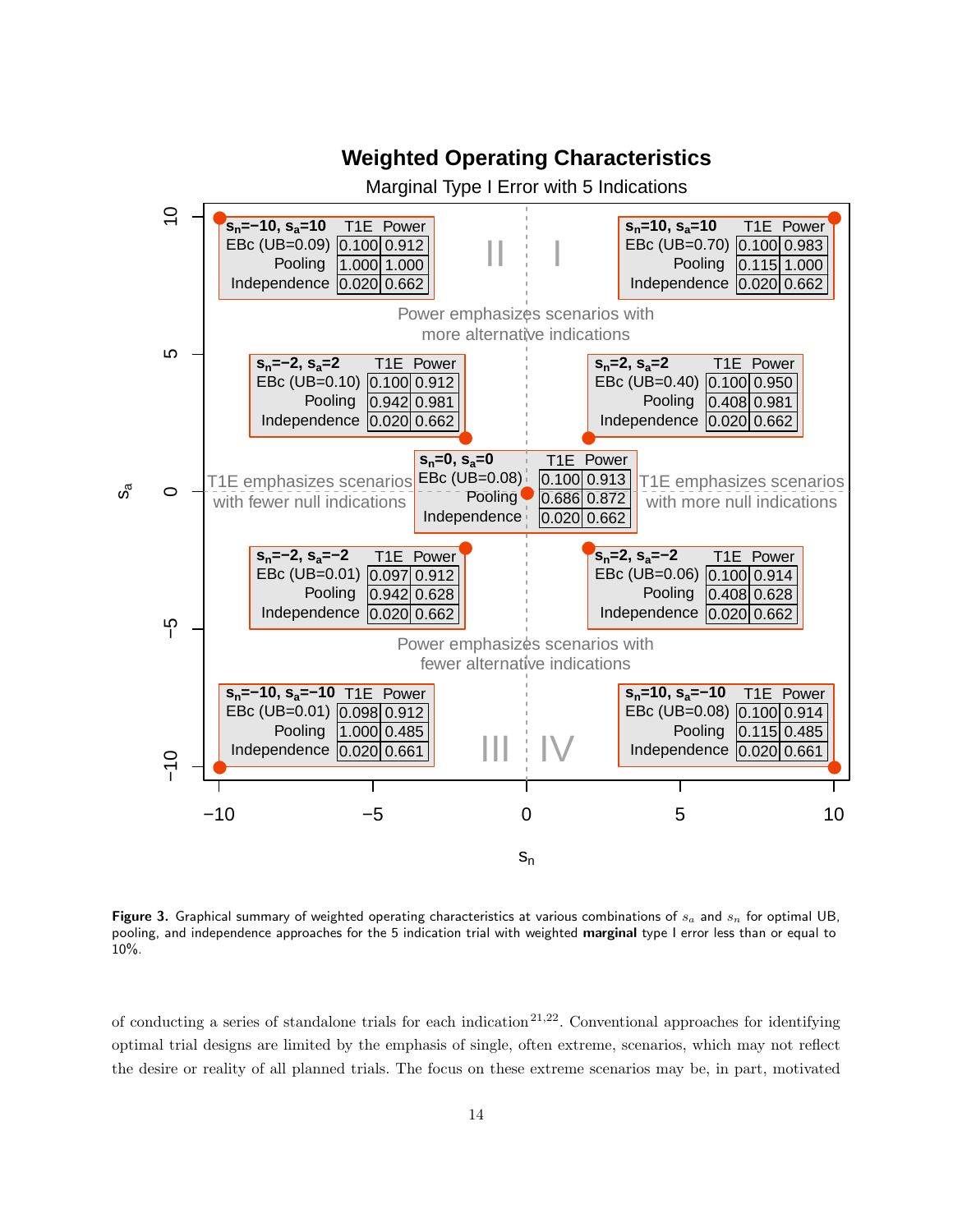**Weighted Operating Characteristics**

Marginal Type I Error with 5 Indications

| $s_n=-10, s_a=10$ | T1E | Power |
|---|---|---|
| EBc (UB=0.09) | 0.100 | 0.912 |
| Pooling | 1.000 | 1.000 |
| Independence | 0.020 | 0.662 |

| $s_n=10, s_a=10$ | T1E | Power |
|---|---|---|
| EBc (UB=0.70) | 0.100 | 0.983 |
| Pooling | 0.115 | 1.000 |
| Independence | 0.020 | 0.662 |

| $s_n=-2, s_a=2$ | T1E | Power |
|---|---|---|
| EBc (UB=0.10) | 0.100 | 0.912 |
| Pooling | 0.942 | 0.981 |
| Independence | 0.020 | 0.662 |

| $s_n=2, s_a=2$ | T1E | Power |
|---|---|---|
| EBc (UB=0.40) | 0.100 | 0.950 |
| Pooling | 0.408 | 0.981 |
| Independence | 0.020 | 0.662 |

| $s_n=0, s_a=0$ | T1E | Power |
|---|---|---|
| EBc (UB=0.08) | 0.100 | 0.913 |
| Pooling | 0.686 | 0.872 |
| Independence | 0.020 | 0.662 |

| $s_n=-2, s_a=-2$ | T1E | Power |
|---|---|---|
| EBc (UB=0.01) | 0.097 | 0.912 |
| Pooling | 0.942 | 0.628 |
| Independence | 0.020 | 0.662 |

| $s_n=2, s_a=-2$ | T1E | Power |
|---|---|---|
| EBc (UB=0.06) | 0.100 | 0.914 |
| Pooling | 0.408 | 0.628 |
| Independence | 0.020 | 0.662 |

| $s_n=-10, s_a=-10$ | T1E | Power |
|---|---|---|
| EBc (UB=0.01) | 0.098 | 0.912 |
| Pooling | 1.000 | 0.485 |
| Independence | 0.020 | 0.661 |

| $s_n=10, s_a=-10$ | T1E | Power |
|---|---|---|
| EBc (UB=0.08) | 0.100 | 0.914 |
| Pooling | 0.115 | 0.485 |
| Independence | 0.020 | 0.661 |

Power emphasizes scenarios with more alternative indications (quadrants I, II); Power emphasizes scenarios with fewer alternative indications (quadrants III, IV); T1E emphasizes scenarios with fewer null indications ($s_n<0$); T1E emphasizes scenarios with more null indications ($s_n>0$).

**Figure 3.** Graphical summary of weighted operating characteristics at various combinations of $s_a$ and $s_n$ for optimal UB, pooling, and independence approaches for the 5 indication trial with weighted **marginal** type I error less than or equal to 10%.

of conducting a series of standalone trials for each indication[21,22]. Conventional approaches for identifying optimal trial designs are limited by the emphasis of single, often extreme, scenarios, which may not reflect the desire or reality of all planned trials. The focus on these extreme scenarios may be, in part, motivated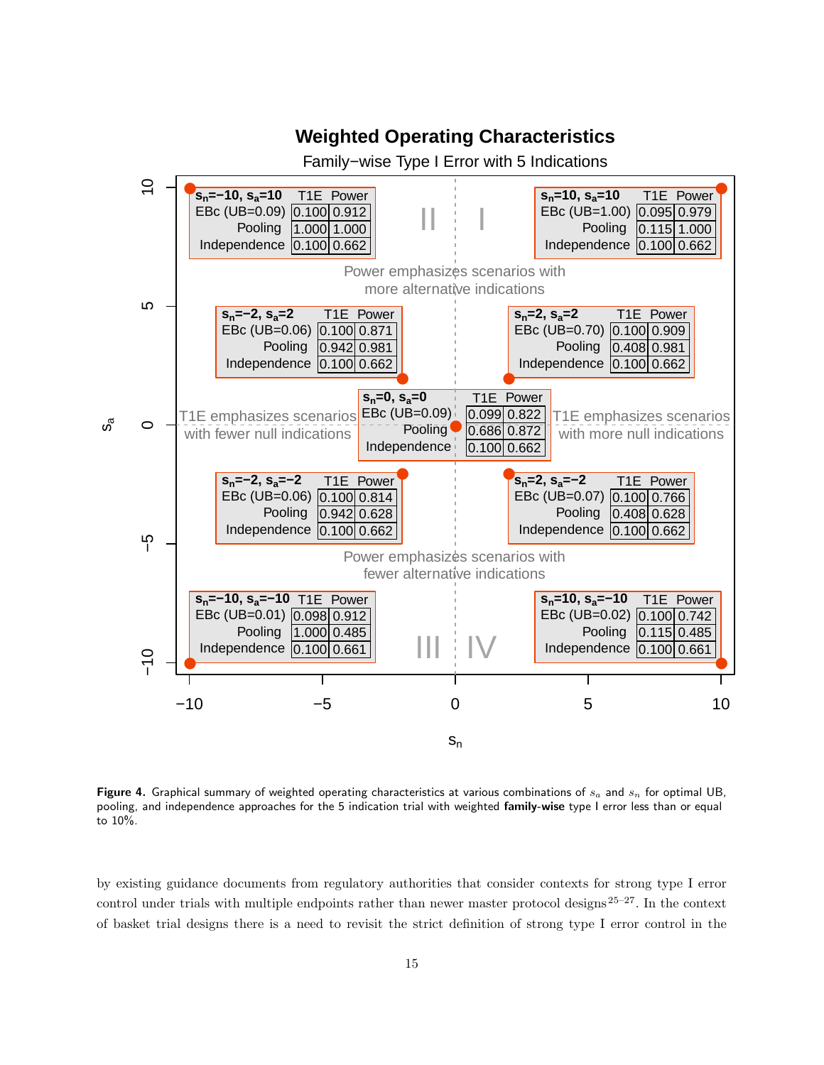**Figure 4.** Graphical summary of weighted operating characteristics at various combinations of $s_a$ and $s_n$ for optimal UB, pooling, and independence approaches for the 5 indication trial with weighted **family-wise** type I error less than or equal to 10%.

by existing guidance documents from regulatory authorities that consider contexts for strong type I error control under trials with multiple endpoints rather than newer master protocol designs[25–27]. In the context of basket trial designs there is a need to revisit the strict definition of strong type I error control in the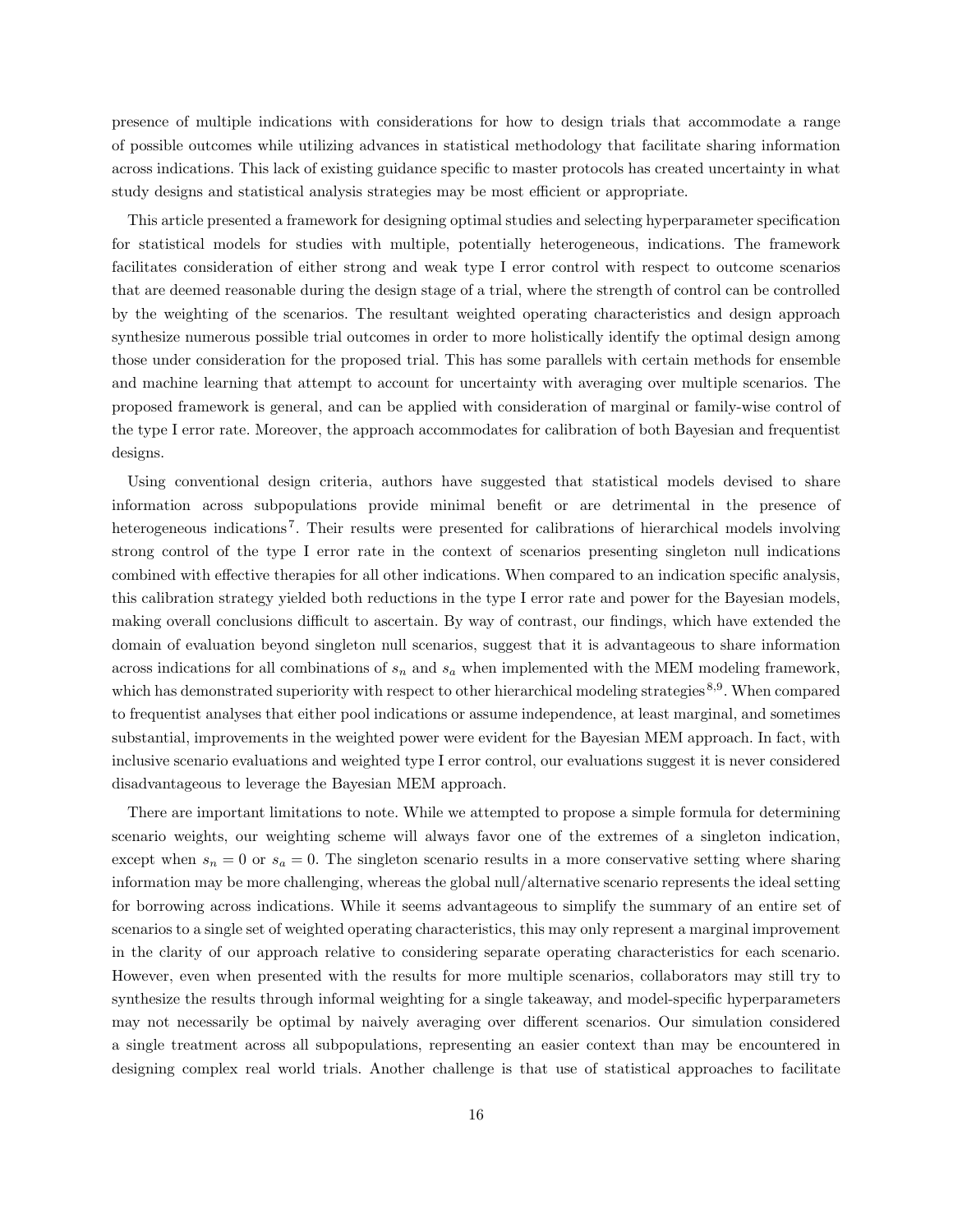presence of multiple indications with considerations for how to design trials that accommodate a range of possible outcomes while utilizing advances in statistical methodology that facilitate sharing information across indications. This lack of existing guidance specific to master protocols has created uncertainty in what study designs and statistical analysis strategies may be most efficient or appropriate.

This article presented a framework for designing optimal studies and selecting hyperparameter specification for statistical models for studies with multiple, potentially heterogeneous, indications. The framework facilitates consideration of either strong and weak type I error control with respect to outcome scenarios that are deemed reasonable during the design stage of a trial, where the strength of control can be controlled by the weighting of the scenarios. The resultant weighted operating characteristics and design approach synthesize numerous possible trial outcomes in order to more holistically identify the optimal design among those under consideration for the proposed trial. This has some parallels with certain methods for ensemble and machine learning that attempt to account for uncertainty with averaging over multiple scenarios. The proposed framework is general, and can be applied with consideration of marginal or family-wise control of the type I error rate. Moreover, the approach accommodates for calibration of both Bayesian and frequentist designs.

Using conventional design criteria, authors have suggested that statistical models devised to share information across subpopulations provide minimal benefit or are detrimental in the presence of heterogeneous indications[7]. Their results were presented for calibrations of hierarchical models involving strong control of the type I error rate in the context of scenarios presenting singleton null indications combined with effective therapies for all other indications. When compared to an indication specific analysis, this calibration strategy yielded both reductions in the type I error rate and power for the Bayesian models, making overall conclusions difficult to ascertain. By way of contrast, our findings, which have extended the domain of evaluation beyond singleton null scenarios, suggest that it is advantageous to share information across indications for all combinations of $s_n$ and $s_a$ when implemented with the MEM modeling framework, which has demonstrated superiority with respect to other hierarchical modeling strategies[8,9]. When compared to frequentist analyses that either pool indications or assume independence, at least marginal, and sometimes substantial, improvements in the weighted power were evident for the Bayesian MEM approach. In fact, with inclusive scenario evaluations and weighted type I error control, our evaluations suggest it is never considered disadvantageous to leverage the Bayesian MEM approach.

There are important limitations to note. While we attempted to propose a simple formula for determining scenario weights, our weighting scheme will always favor one of the extremes of a singleton indication, except when $s_n = 0$ or $s_a = 0$. The singleton scenario results in a more conservative setting where sharing information may be more challenging, whereas the global null/alternative scenario represents the ideal setting for borrowing across indications. While it seems advantageous to simplify the summary of an entire set of scenarios to a single set of weighted operating characteristics, this may only represent a marginal improvement in the clarity of our approach relative to considering separate operating characteristics for each scenario. However, even when presented with the results for more multiple scenarios, collaborators may still try to synthesize the results through informal weighting for a single takeaway, and model-specific hyperparameters may not necessarily be optimal by naively averaging over different scenarios. Our simulation considered a single treatment across all subpopulations, representing an easier context than may be encountered in designing complex real world trials. Another challenge is that use of statistical approaches to facilitate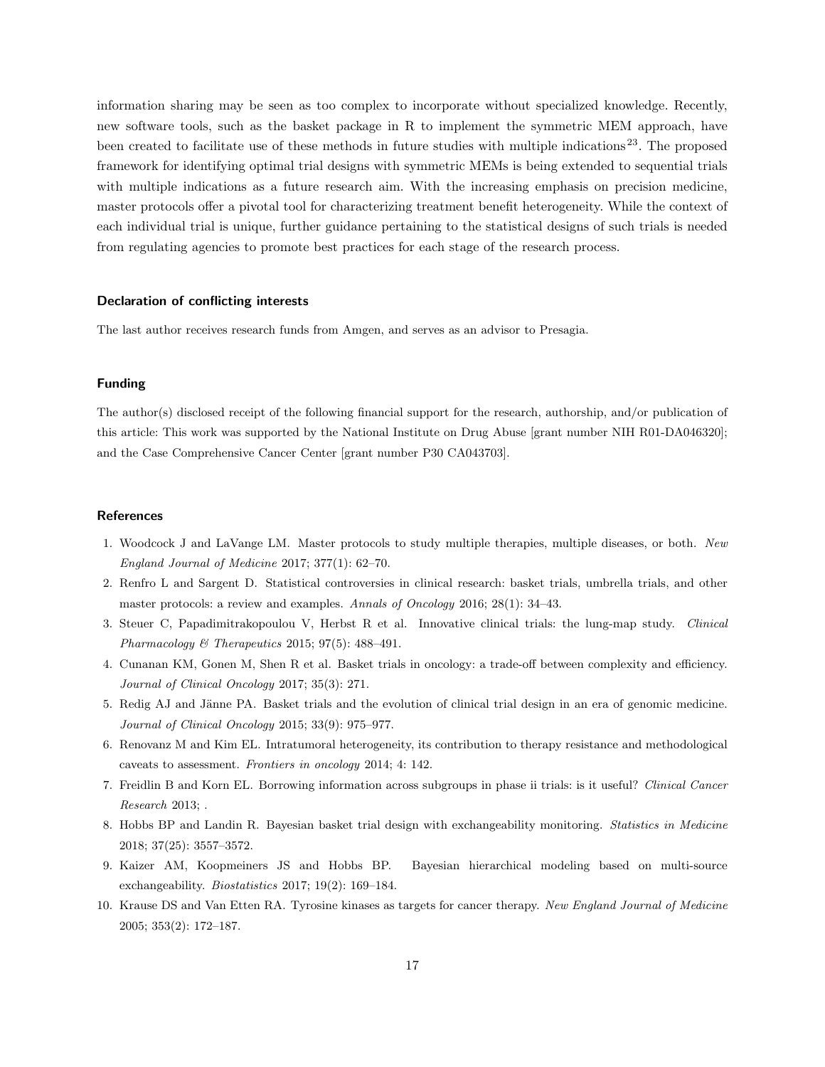information sharing may be seen as too complex to incorporate without specialized knowledge. Recently, new software tools, such as the basket package in R to implement the symmetric MEM approach, have been created to facilitate use of these methods in future studies with multiple indications[23]. The proposed framework for identifying optimal trial designs with symmetric MEMs is being extended to sequential trials with multiple indications as a future research aim. With the increasing emphasis on precision medicine, master protocols offer a pivotal tool for characterizing treatment benefit heterogeneity. While the context of each individual trial is unique, further guidance pertaining to the statistical designs of such trials is needed from regulating agencies to promote best practices for each stage of the research process.

### Declaration of conflicting interests

The last author receives research funds from Amgen, and serves as an advisor to Presagia.

### Funding

The author(s) disclosed receipt of the following financial support for the research, authorship, and/or publication of this article: This work was supported by the National Institute on Drug Abuse [grant number NIH R01-DA046320]; and the Case Comprehensive Cancer Center [grant number P30 CA043703].

### References

1. Woodcock J and LaVange LM. Master protocols to study multiple therapies, multiple diseases, or both. *New England Journal of Medicine* 2017; 377(1): 62–70.
2. Renfro L and Sargent D. Statistical controversies in clinical research: basket trials, umbrella trials, and other master protocols: a review and examples. *Annals of Oncology* 2016; 28(1): 34–43.
3. Steuer C, Papadimitrakopoulou V, Herbst R et al. Innovative clinical trials: the lung-map study. *Clinical Pharmacology & Therapeutics* 2015; 97(5): 488–491.
4. Cunanan KM, Gonen M, Shen R et al. Basket trials in oncology: a trade-off between complexity and efficiency. *Journal of Clinical Oncology* 2017; 35(3): 271.
5. Redig AJ and Jänne PA. Basket trials and the evolution of clinical trial design in an era of genomic medicine. *Journal of Clinical Oncology* 2015; 33(9): 975–977.
6. Renovanz M and Kim EL. Intratumoral heterogeneity, its contribution to therapy resistance and methodological caveats to assessment. *Frontiers in oncology* 2014; 4: 142.
7. Freidlin B and Korn EL. Borrowing information across subgroups in phase ii trials: is it useful? *Clinical Cancer Research* 2013; .
8. Hobbs BP and Landin R. Bayesian basket trial design with exchangeability monitoring. *Statistics in Medicine* 2018; 37(25): 3557–3572.
9. Kaizer AM, Koopmeiners JS and Hobbs BP. Bayesian hierarchical modeling based on multi-source exchangeability. *Biostatistics* 2017; 19(2): 169–184.
10. Krause DS and Van Etten RA. Tyrosine kinases as targets for cancer therapy. *New England Journal of Medicine* 2005; 353(2): 172–187.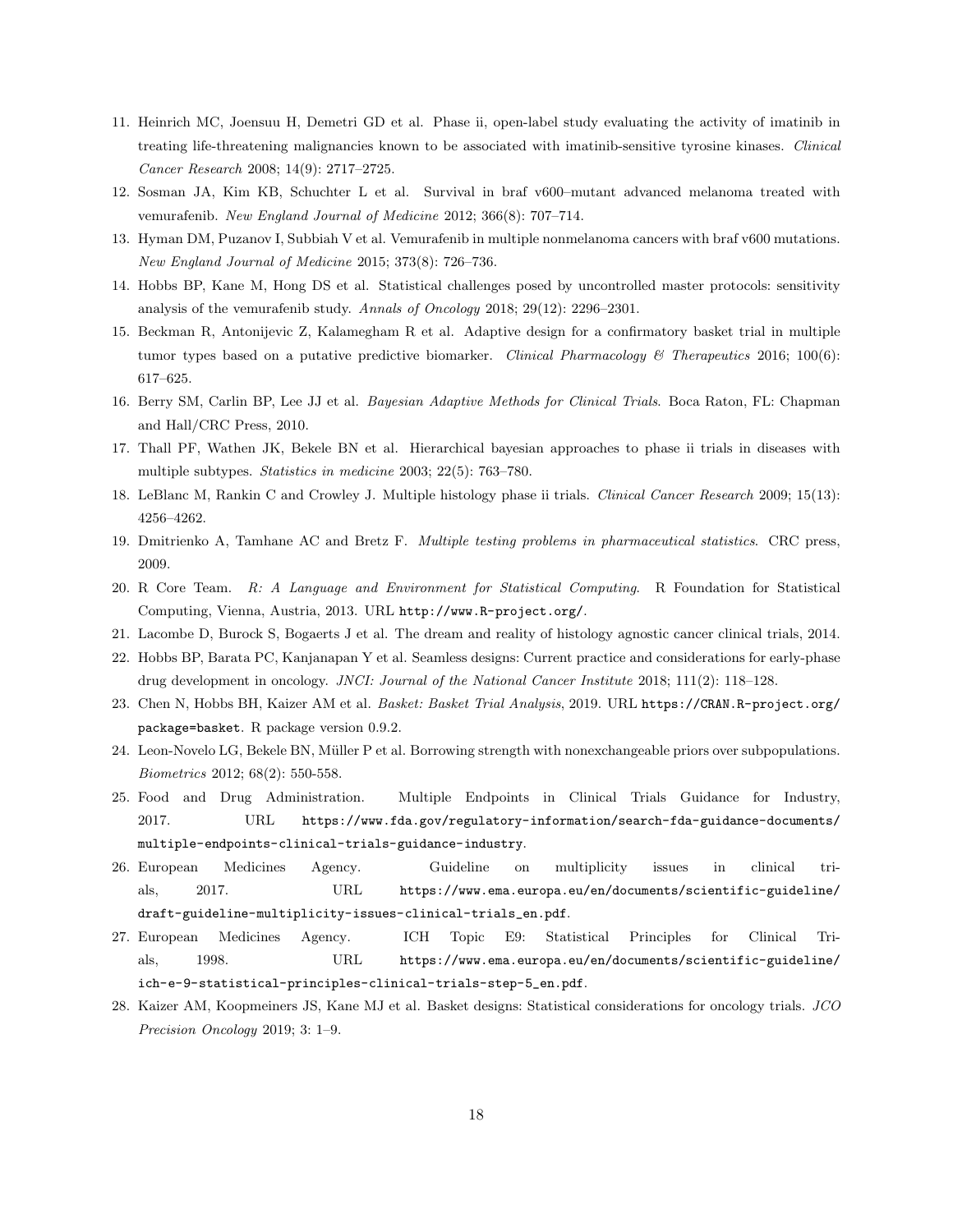11. Heinrich MC, Joensuu H, Demetri GD et al. Phase ii, open-label study evaluating the activity of imatinib in treating life-threatening malignancies known to be associated with imatinib-sensitive tyrosine kinases. *Clinical Cancer Research* 2008; 14(9): 2717–2725.
12. Sosman JA, Kim KB, Schuchter L et al. Survival in braf v600–mutant advanced melanoma treated with vemurafenib. *New England Journal of Medicine* 2012; 366(8): 707–714.
13. Hyman DM, Puzanov I, Subbiah V et al. Vemurafenib in multiple nonmelanoma cancers with braf v600 mutations. *New England Journal of Medicine* 2015; 373(8): 726–736.
14. Hobbs BP, Kane M, Hong DS et al. Statistical challenges posed by uncontrolled master protocols: sensitivity analysis of the vemurafenib study. *Annals of Oncology* 2018; 29(12): 2296–2301.
15. Beckman R, Antonijevic Z, Kalamegham R et al. Adaptive design for a confirmatory basket trial in multiple tumor types based on a putative predictive biomarker. *Clinical Pharmacology & Therapeutics* 2016; 100(6): 617–625.
16. Berry SM, Carlin BP, Lee JJ et al. *Bayesian Adaptive Methods for Clinical Trials*. Boca Raton, FL: Chapman and Hall/CRC Press, 2010.
17. Thall PF, Wathen JK, Bekele BN et al. Hierarchical bayesian approaches to phase ii trials in diseases with multiple subtypes. *Statistics in medicine* 2003; 22(5): 763–780.
18. LeBlanc M, Rankin C and Crowley J. Multiple histology phase ii trials. *Clinical Cancer Research* 2009; 15(13): 4256–4262.
19. Dmitrienko A, Tamhane AC and Bretz F. *Multiple testing problems in pharmaceutical statistics*. CRC press, 2009.
20. R Core Team. *R: A Language and Environment for Statistical Computing*. R Foundation for Statistical Computing, Vienna, Austria, 2013. URL `http://www.R-project.org/`.
21. Lacombe D, Burock S, Bogaerts J et al. The dream and reality of histology agnostic cancer clinical trials, 2014.
22. Hobbs BP, Barata PC, Kanjanapan Y et al. Seamless designs: Current practice and considerations for early-phase drug development in oncology. *JNCI: Journal of the National Cancer Institute* 2018; 111(2): 118–128.
23. Chen N, Hobbs BH, Kaizer AM et al. *Basket: Basket Trial Analysis*, 2019. URL `https://CRAN.R-project.org/package=basket`. R package version 0.9.2.
24. Leon-Novelo LG, Bekele BN, Müller P et al. Borrowing strength with nonexchangeable priors over subpopulations. *Biometrics* 2012; 68(2): 550-558.
25. Food and Drug Administration. Multiple Endpoints in Clinical Trials Guidance for Industry, 2017. URL `https://www.fda.gov/regulatory-information/search-fda-guidance-documents/multiple-endpoints-clinical-trials-guidance-industry`.
26. European Medicines Agency. Guideline on multiplicity issues in clinical trials, 2017. URL `https://www.ema.europa.eu/en/documents/scientific-guideline/draft-guideline-multiplicity-issues-clinical-trials_en.pdf`.
27. European Medicines Agency. ICH Topic E9: Statistical Principles for Clinical Trials, 1998. URL `https://www.ema.europa.eu/en/documents/scientific-guideline/ich-e-9-statistical-principles-clinical-trials-step-5_en.pdf`.
28. Kaizer AM, Koopmeiners JS, Kane MJ et al. Basket designs: Statistical considerations for oncology trials. *JCO Precision Oncology* 2019; 3: 1–9.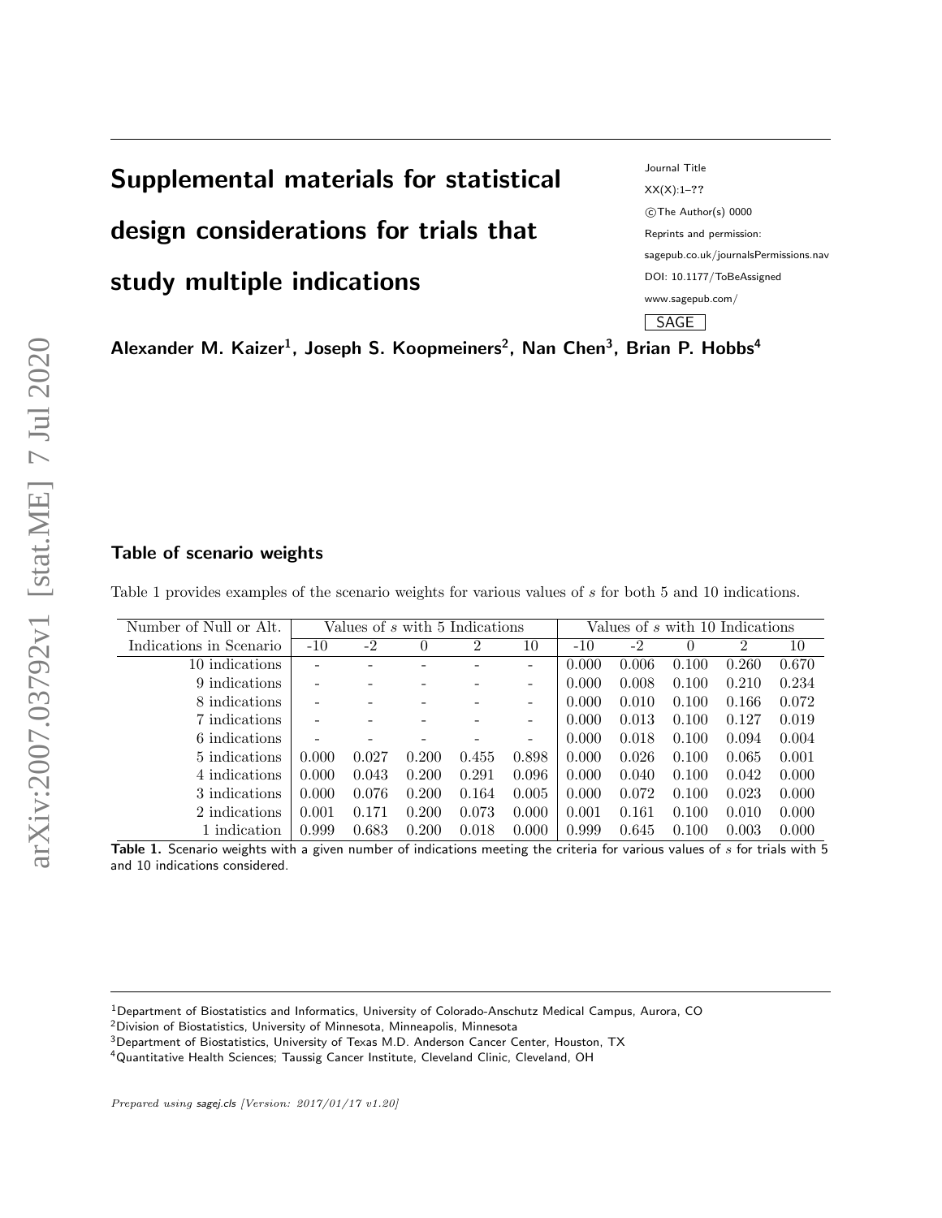# Supplemental materials for statistical design considerations for trials that study multiple indications

**Alexander M. Kaizer[1], Joseph S. Koopmeiners[2], Nan Chen[3], Brian P. Hobbs[4]**

## Table of scenario weights

Table 1 provides examples of the scenario weights for various values of $s$ for both 5 and 10 indications.

| Number of Null or Alt. | Values of $s$ with 5 Indications | | | | | Values of $s$ with 10 Indications | | | | |
|---|---|---|---|---|---|---|---|---|---|---|
| Indications in Scenario | -10 | -2 | 0 | 2 | 10 | -10 | -2 | 0 | 2 | 10 |
| 10 indications | - | - | - | - | - | 0.000 | 0.006 | 0.100 | 0.260 | 0.670 |
| 9 indications | - | - | - | - | - | 0.000 | 0.008 | 0.100 | 0.210 | 0.234 |
| 8 indications | - | - | - | - | - | 0.000 | 0.010 | 0.100 | 0.166 | 0.072 |
| 7 indications | - | - | - | - | - | 0.000 | 0.013 | 0.100 | 0.127 | 0.019 |
| 6 indications | - | - | - | - | - | 0.000 | 0.018 | 0.100 | 0.094 | 0.004 |
| 5 indications | 0.000 | 0.027 | 0.200 | 0.455 | 0.898 | 0.000 | 0.026 | 0.100 | 0.065 | 0.001 |
| 4 indications | 0.000 | 0.043 | 0.200 | 0.291 | 0.096 | 0.000 | 0.040 | 0.100 | 0.042 | 0.000 |
| 3 indications | 0.000 | 0.076 | 0.200 | 0.164 | 0.005 | 0.000 | 0.072 | 0.100 | 0.023 | 0.000 |
| 2 indications | 0.001 | 0.171 | 0.200 | 0.073 | 0.000 | 0.001 | 0.161 | 0.100 | 0.010 | 0.000 |
| 1 indication | 0.999 | 0.683 | 0.200 | 0.018 | 0.000 | 0.999 | 0.645 | 0.100 | 0.003 | 0.000 |

**Table 1.** Scenario weights with a given number of indications meeting the criteria for various values of $s$ for trials with 5 and 10 indications considered.

[1]Department of Biostatistics and Informatics, University of Colorado-Anschutz Medical Campus, Aurora, CO
[2]Division of Biostatistics, University of Minnesota, Minneapolis, Minnesota
[3]Department of Biostatistics, University of Texas M.D. Anderson Cancer Center, Houston, TX
[4]Quantitative Health Sciences; Taussig Cancer Institute, Cleveland Clinic, Cleveland, OH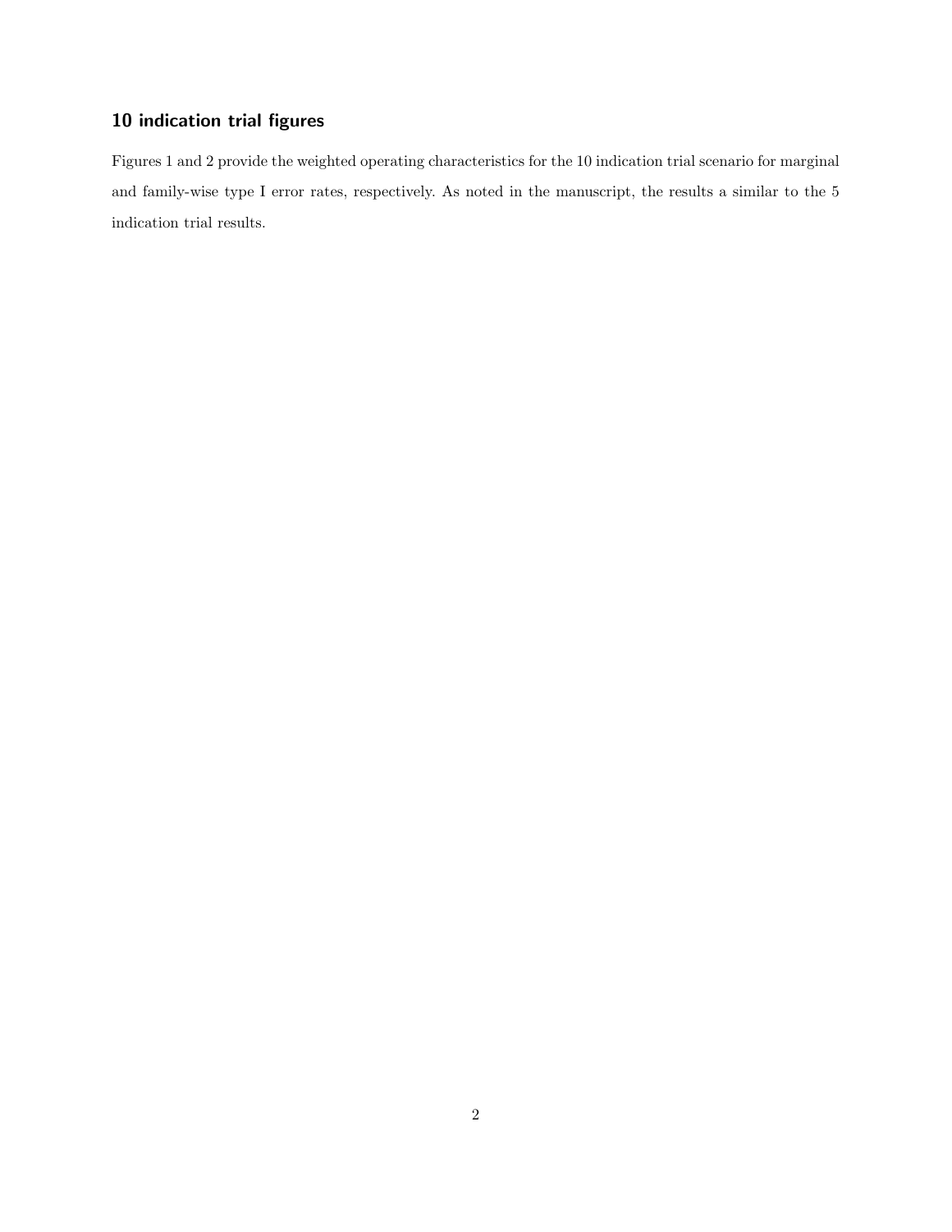## 10 indication trial figures

Figures 1 and 2 provide the weighted operating characteristics for the 10 indication trial scenario for marginal and family-wise type I error rates, respectively. As noted in the manuscript, the results a similar to the 5 indication trial results.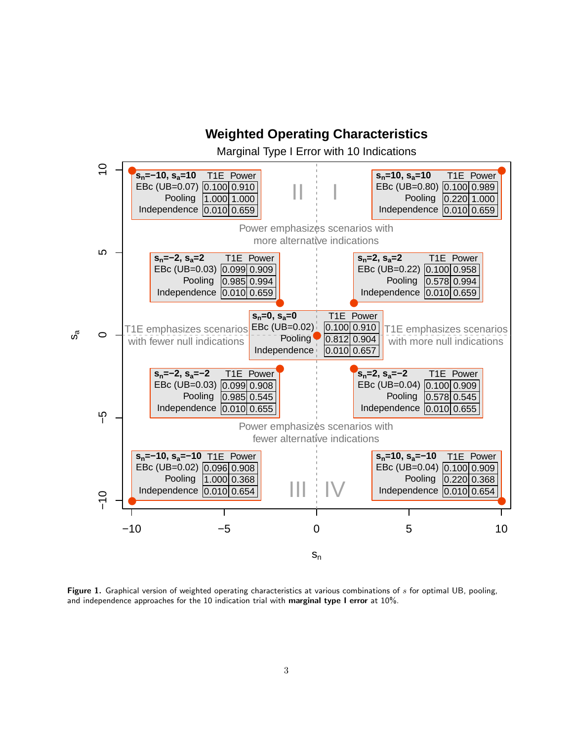# Weighted Operating Characteristics

Marginal Type I Error with 10 Indications

| $s_n=-10, s_a=10$ | T1E | Power |
|---|---|---|
| EBc (UB=0.07) | 0.100 | 0.910 |
| Pooling | 1.000 | 1.000 |
| Independence | 0.010 | 0.659 |

| $s_n=10, s_a=10$ | T1E | Power |
|---|---|---|
| EBc (UB=0.80) | 0.100 | 0.989 |
| Pooling | 0.220 | 1.000 |
| Independence | 0.010 | 0.659 |

Power emphasizes scenarios with more alternative indications

| $s_n=-2, s_a=2$ | T1E | Power |
|---|---|---|
| EBc (UB=0.03) | 0.099 | 0.909 |
| Pooling | 0.985 | 0.994 |
| Independence | 0.010 | 0.659 |

| $s_n=2, s_a=2$ | T1E | Power |
|---|---|---|
| EBc (UB=0.22) | 0.100 | 0.958 |
| Pooling | 0.578 | 0.994 |
| Independence | 0.010 | 0.659 |

T1E emphasizes scenarios with fewer null indications

| $s_n=0, s_a=0$ | T1E | Power |
|---|---|---|
| EBc (UB=0.02) | 0.100 | 0.910 |
| Pooling | 0.812 | 0.904 |
| Independence | 0.010 | 0.657 |

T1E emphasizes scenarios with more null indications

| $s_n=-2, s_a=-2$ | T1E | Power |
|---|---|---|
| EBc (UB=0.03) | 0.099 | 0.908 |
| Pooling | 0.985 | 0.545 |
| Independence | 0.010 | 0.655 |

| $s_n=2, s_a=-2$ | T1E | Power |
|---|---|---|
| EBc (UB=0.04) | 0.100 | 0.909 |
| Pooling | 0.578 | 0.545 |
| Independence | 0.010 | 0.655 |

Power emphasizes scenarios with fewer alternative indications

| $s_n=-10, s_a=-10$ | T1E | Power |
|---|---|---|
| EBc (UB=0.02) | 0.096 | 0.908 |
| Pooling | 1.000 | 0.368 |
| Independence | 0.010 | 0.654 |

| $s_n=10, s_a=-10$ | T1E | Power |
|---|---|---|
| EBc (UB=0.04) | 0.100 | 0.909 |
| Pooling | 0.220 | 0.368 |
| Independence | 0.010 | 0.654 |

**Figure 1.** Graphical version of weighted operating characteristics at various combinations of $s$ for optimal UB, pooling, and independence approaches for the 10 indication trial with **marginal type I error** at 10%.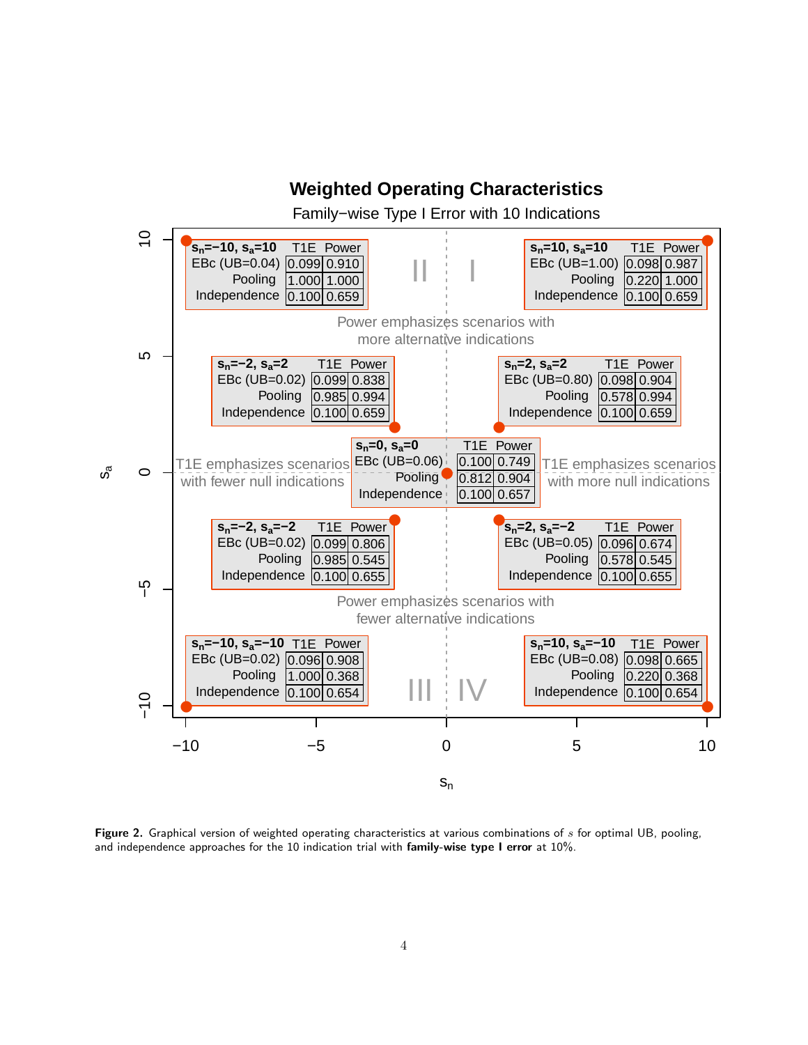# Weighted Operating Characteristics

Family−wise Type I Error with 10 Indications

| $s_n=-10, s_a=10$ | T1E | Power |
|---|---|---|
| EBc (UB=0.04) | 0.099 | 0.910 |
| Pooling | 1.000 | 1.000 |
| Independence | 0.100 | 0.659 |

| $s_n=10, s_a=10$ | T1E | Power |
|---|---|---|
| EBc (UB=1.00) | 0.098 | 0.987 |
| Pooling | 0.220 | 1.000 |
| Independence | 0.100 | 0.659 |

Power emphasizes scenarios with more alternative indications

| $s_n=-2, s_a=2$ | T1E | Power |
|---|---|---|
| EBc (UB=0.02) | 0.099 | 0.838 |
| Pooling | 0.985 | 0.994 |
| Independence | 0.100 | 0.659 |

| $s_n=2, s_a=2$ | T1E | Power |
|---|---|---|
| EBc (UB=0.80) | 0.098 | 0.904 |
| Pooling | 0.578 | 0.994 |
| Independence | 0.100 | 0.659 |

T1E emphasizes scenarios with fewer null indications

| $s_n=0, s_a=0$ | T1E | Power |
|---|---|---|
| EBc (UB=0.06) | 0.100 | 0.749 |
| Pooling | 0.812 | 0.904 |
| Independence | 0.100 | 0.657 |

T1E emphasizes scenarios with more null indications

| $s_n=-2, s_a=-2$ | T1E | Power |
|---|---|---|
| EBc (UB=0.02) | 0.099 | 0.806 |
| Pooling | 0.985 | 0.545 |
| Independence | 0.100 | 0.655 |

| $s_n=2, s_a=-2$ | T1E | Power |
|---|---|---|
| EBc (UB=0.05) | 0.096 | 0.674 |
| Pooling | 0.578 | 0.545 |
| Independence | 0.100 | 0.655 |

Power emphasizes scenarios with fewer alternative indications

| $s_n=-10, s_a=-10$ | T1E | Power |
|---|---|---|
| EBc (UB=0.02) | 0.096 | 0.908 |
| Pooling | 1.000 | 0.368 |
| Independence | 0.100 | 0.654 |

| $s_n=10, s_a=-10$ | T1E | Power |
|---|---|---|
| EBc (UB=0.08) | 0.098 | 0.665 |
| Pooling | 0.220 | 0.368 |
| Independence | 0.100 | 0.654 |

**Figure 2.** Graphical version of weighted operating characteristics at various combinations of $s$ for optimal UB, pooling, and independence approaches for the 10 indication trial with **family-wise type I error** at 10%.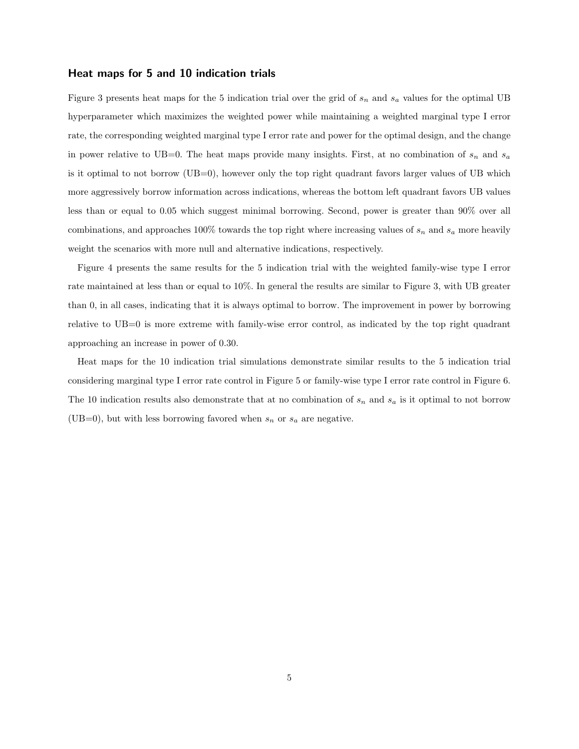### Heat maps for 5 and 10 indication trials

Figure 3 presents heat maps for the 5 indication trial over the grid of $s_n$ and $s_a$ values for the optimal UB hyperparameter which maximizes the weighted power while maintaining a weighted marginal type I error rate, the corresponding weighted marginal type I error rate and power for the optimal design, and the change in power relative to UB=0. The heat maps provide many insights. First, at no combination of $s_n$ and $s_a$ is it optimal to not borrow (UB=0), however only the top right quadrant favors larger values of UB which more aggressively borrow information across indications, whereas the bottom left quadrant favors UB values less than or equal to 0.05 which suggest minimal borrowing. Second, power is greater than 90% over all combinations, and approaches 100% towards the top right where increasing values of $s_n$ and $s_a$ more heavily weight the scenarios with more null and alternative indications, respectively.

Figure 4 presents the same results for the 5 indication trial with the weighted family-wise type I error rate maintained at less than or equal to 10%. In general the results are similar to Figure 3, with UB greater than 0, in all cases, indicating that it is always optimal to borrow. The improvement in power by borrowing relative to UB=0 is more extreme with family-wise error control, as indicated by the top right quadrant approaching an increase in power of 0.30.

Heat maps for the 10 indication trial simulations demonstrate similar results to the 5 indication trial considering marginal type I error rate control in Figure 5 or family-wise type I error rate control in Figure 6. The 10 indication results also demonstrate that at no combination of $s_n$ and $s_a$ is it optimal to not borrow (UB=0), but with less borrowing favored when $s_n$ or $s_a$ are negative.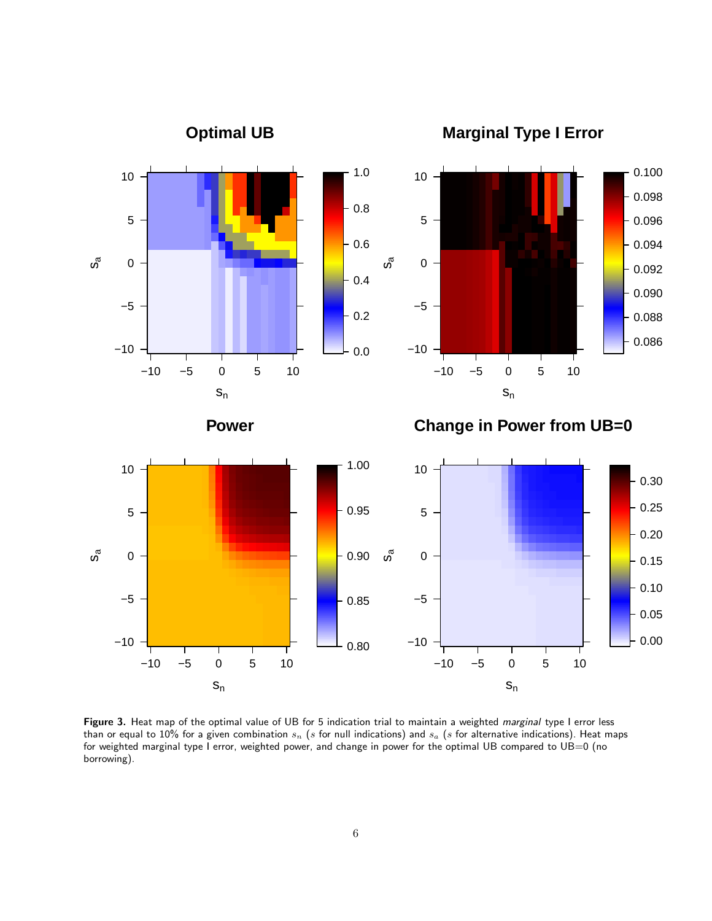**Figure 3.** Heat map of the optimal value of UB for 5 indication trial to maintain a weighted *marginal* type I error less than or equal to 10% for a given combination $s_n$ ($s$ for null indications) and $s_a$ ($s$ for alternative indications). Heat maps for weighted marginal type I error, weighted power, and change in power for the optimal UB compared to UB=0 (no borrowing).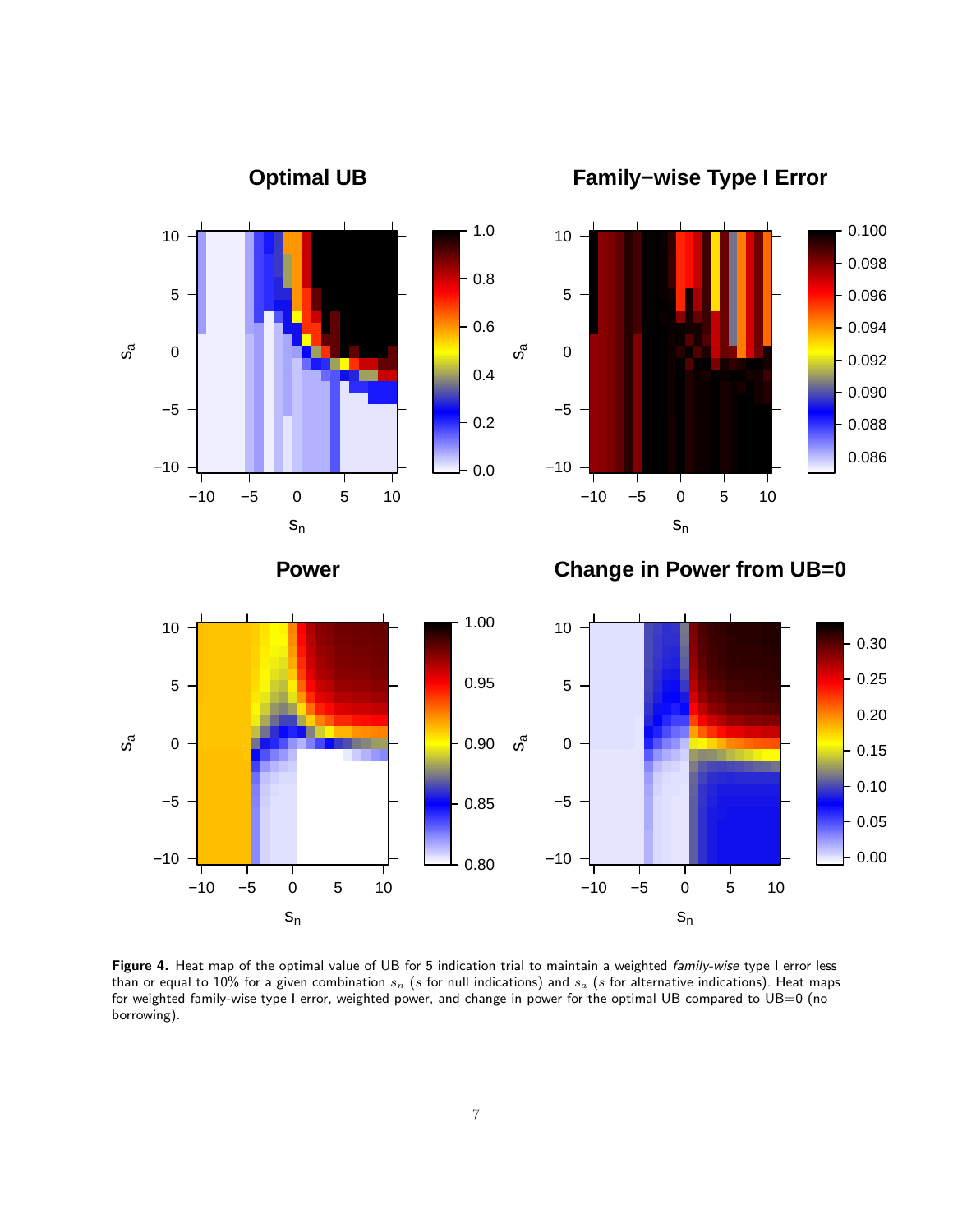**Figure 4.** Heat map of the optimal value of UB for 5 indication trial to maintain a weighted *family-wise* type I error less than or equal to 10% for a given combination $s_n$ ($s$ for null indications) and $s_a$ ($s$ for alternative indications). Heat maps for weighted family-wise type I error, weighted power, and change in power for the optimal UB compared to UB=0 (no borrowing).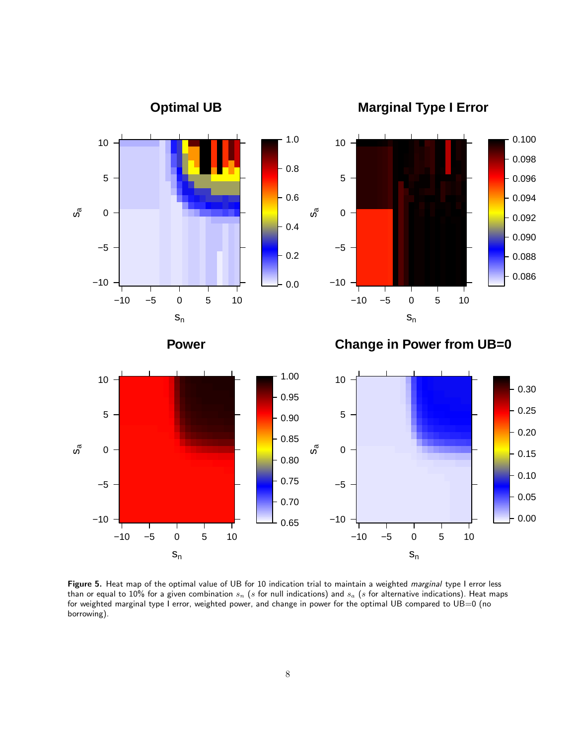**Figure 5.** Heat map of the optimal value of UB for 10 indication trial to maintain a weighted *marginal* type I error less than or equal to 10% for a given combination $s_n$ ($s$ for null indications) and $s_a$ ($s$ for alternative indications). Heat maps for weighted marginal type I error, weighted power, and change in power for the optimal UB compared to UB=0 (no borrowing).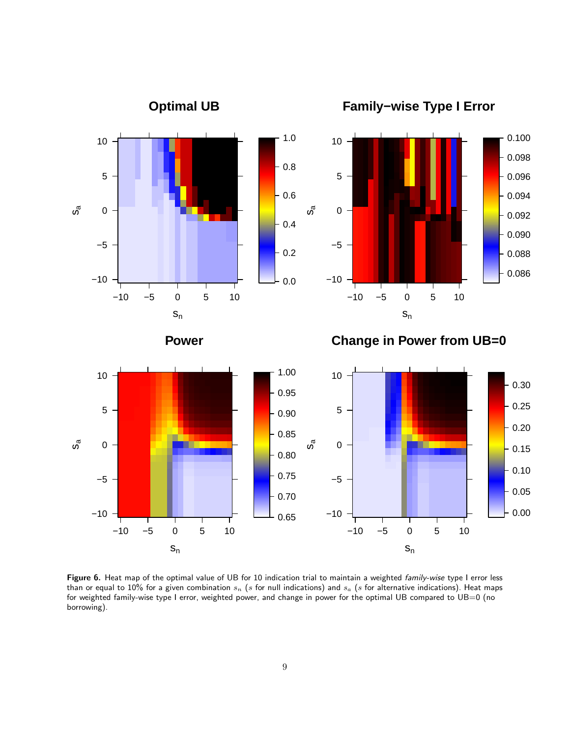Optimal UB

Family−wise Type I Error

Power

Change in Power from UB=0

**Figure 6.** Heat map of the optimal value of UB for 10 indication trial to maintain a weighted *family-wise* type I error less than or equal to 10% for a given combination $s_n$ ($s$ for null indications) and $s_a$ ($s$ for alternative indications). Heat maps for weighted family-wise type I error, weighted power, and change in power for the optimal UB compared to UB=0 (no borrowing).